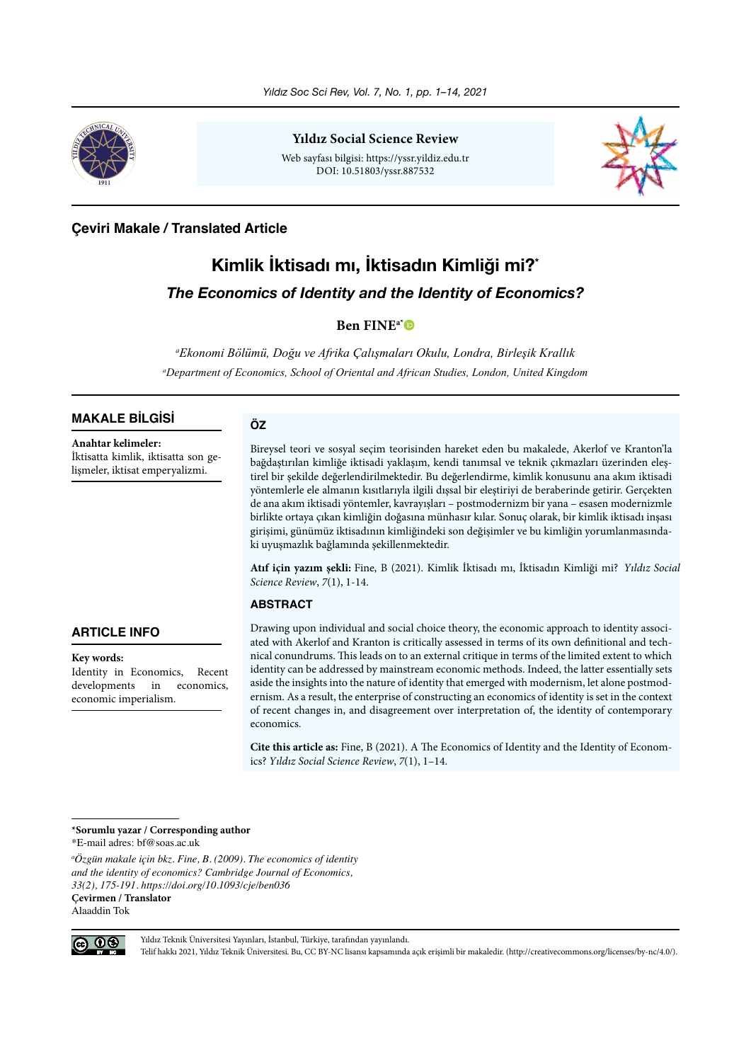**Yıldız Social Science Review**

Web sayfası bilgisi: https://yssr.yildiz.edu.tr
DOI: 10.51803/yssr.887532

**Çeviri Makale / Translated Article**

# Kimlik İktisadı mı, İktisadın Kimliği mi?*

## *The Economics of Identity and the Identity of Economics?*

**Ben FINE**[a*]

[a]*Ekonomi Bölümü, Doğu ve Afrika Çalışmaları Okulu, Londra, Birleşik Krallık*
[a]*Department of Economics, School of Oriental and African Studies, London, United Kingdom*

### MAKALE BİLGİSİ

**Anahtar kelimeler:**
İktisatta kimlik, iktisatta son gelişmeler, iktisat emperyalizmi.

### ÖZ

Bireysel teori ve sosyal seçim teorisinden hareket eden bu makalede, Akerlof ve Kranton'la bağdaştırılan kimliğe iktisadi yaklaşım, kendi tanımsal ve teknik çıkmazları üzerinden eleştirel bir şekilde değerlendirilmektedir. Bu değerlendirme, kimlik konusunu ana akım iktisadi yöntemlerle ele almanın kısıtlarıyla ilgili dışsal bir eleştiriyi de beraberinde getirir. Gerçekten de ana akım iktisadi yöntemler, kavrayışları – postmodernizm bir yana – esasen modernizmle birlikte ortaya çıkan kimliğin doğasına münhasır kılar. Sonuç olarak, bir kimlik iktisadı inşası girişimi, günümüz iktisadının kimliğindeki son değişimler ve bu kimliğin yorumlanmasındaki uyuşmazlık bağlamında şekillenmektedir.

**Atıf için yazım şekli:** Fine, B (2021). Kimlik İktisadı mı, İktisadın Kimliği mi? *Yıldız Social Science Review*, *7*(1), 1-14.

### ARTICLE INFO

**Key words:**
Identity in Economics, Recent developments in economics, economic imperialism.

### ABSTRACT

Drawing upon individual and social choice theory, the economic approach to identity associated with Akerlof and Kranton is critically assessed in terms of its own definitional and technical conundrums. This leads on to an external critique in terms of the limited extent to which identity can be addressed by mainstream economic methods. Indeed, the latter essentially sets aside the insights into the nature of identity that emerged with modernism, let alone postmodernism. As a result, the enterprise of constructing an economics of identity is set in the context of recent changes in, and disagreement over interpretation of, the identity of contemporary economics.

**Cite this article as:** Fine, B (2021). A The Economics of Identity and the Identity of Economics? *Yıldız Social Science Review*, *7*(1), 1–14.

---

**\*Sorumlu yazar / Corresponding author**
\*E-mail adres: bf@soas.ac.uk

[a]*Özgün makale için bkz. Fine, B. (2009). The economics of identity and the identity of economics? Cambridge Journal of Economics, 33(2), 175-191. https://doi.org/10.1093/cje/ben036*
**Çevirmen / Translator**
Alaaddin Tok

Yıldız Teknik Üniversitesi Yayınları, İstanbul, Türkiye, tarafından yayınlandı.
Telif hakkı 2021, Yıldız Teknik Üniversitesi. Bu, CC BY-NC lisansı kapsamında açık erişimli bir makaledir. (http://creativecommons.org/licenses/by-nc/4.0/).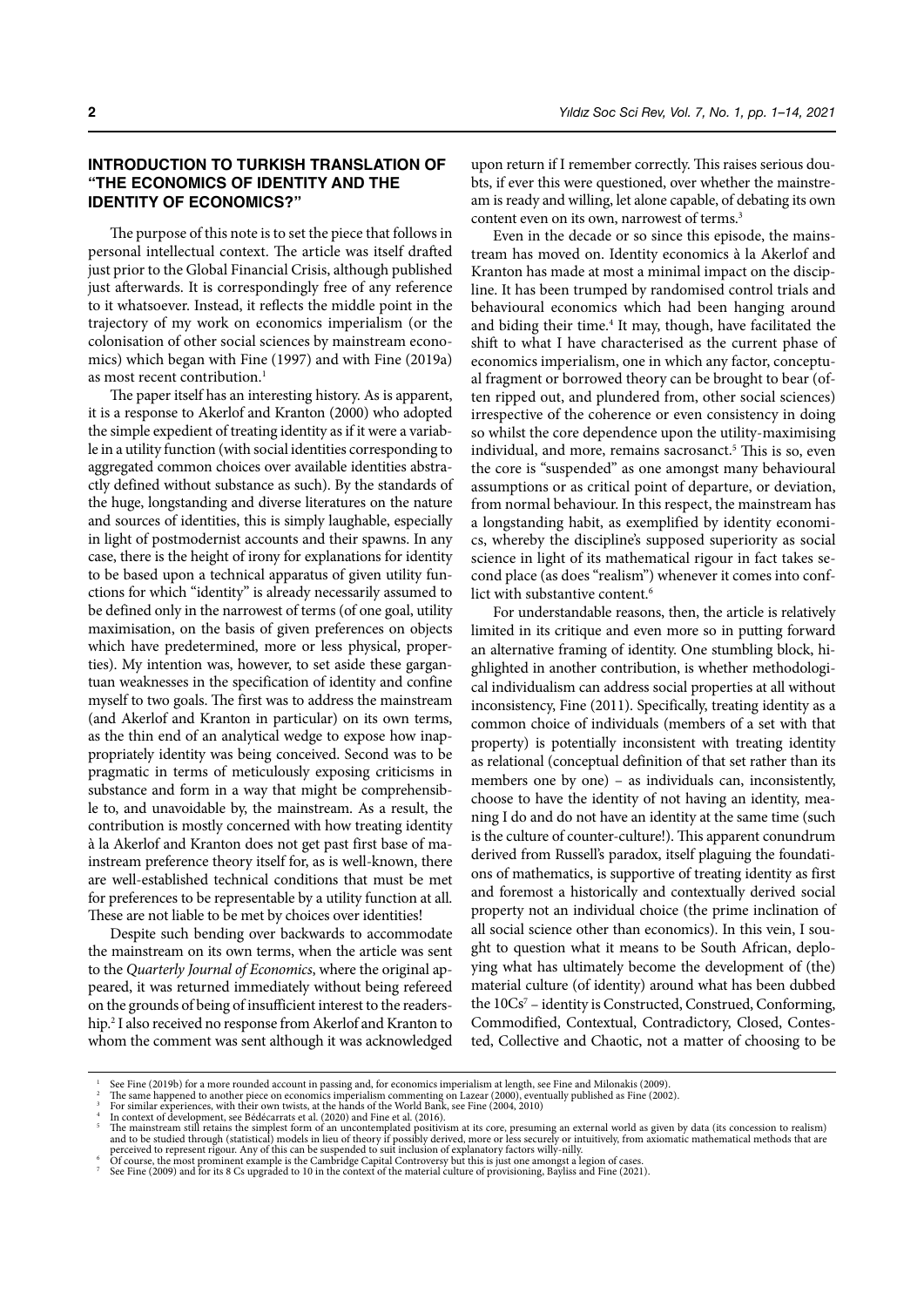## INTRODUCTION TO TURKISH TRANSLATION OF "THE ECONOMICS OF IDENTITY AND THE IDENTITY OF ECONOMICS?"

The purpose of this note is to set the piece that follows in personal intellectual context. The article was itself drafted just prior to the Global Financial Crisis, although published just afterwards. It is correspondingly free of any reference to it whatsoever. Instead, it reflects the middle point in the trajectory of my work on economics imperialism (or the colonisation of other social sciences by mainstream economics) which began with Fine (1997) and with Fine (2019a) as most recent contribution.[1]

The paper itself has an interesting history. As is apparent, it is a response to Akerlof and Kranton (2000) who adopted the simple expedient of treating identity as if it were a variable in a utility function (with social identities corresponding to aggregated common choices over available identities abstractly defined without substance as such). By the standards of the huge, longstanding and diverse literatures on the nature and sources of identities, this is simply laughable, especially in light of postmodernist accounts and their spawns. In any case, there is the height of irony for explanations for identity to be based upon a technical apparatus of given utility functions for which "identity" is already necessarily assumed to be defined only in the narrowest of terms (of one goal, utility maximisation, on the basis of given preferences on objects which have predetermined, more or less physical, properties). My intention was, however, to set aside these gargantuan weaknesses in the specification of identity and confine myself to two goals. The first was to address the mainstream (and Akerlof and Kranton in particular) on its own terms, as the thin end of an analytical wedge to expose how inappropriately identity was being conceived. Second was to be pragmatic in terms of meticulously exposing criticisms in substance and form in a way that might be comprehensible to, and unavoidable by, the mainstream. As a result, the contribution is mostly concerned with how treating identity à la Akerlof and Kranton does not get past first base of mainstream preference theory itself for, as is well-known, there are well-established technical conditions that must be met for preferences to be representable by a utility function at all. These are not liable to be met by choices over identities!

Despite such bending over backwards to accommodate the mainstream on its own terms, when the article was sent to the *Quarterly Journal of Economics*, where the original appeared, it was returned immediately without being refereed on the grounds of being of insufficient interest to the readership.[2] I also received no response from Akerlof and Kranton to whom the comment was sent although it was acknowledged upon return if I remember correctly. This raises serious doubts, if ever this were questioned, over whether the mainstream is ready and willing, let alone capable, of debating its own content even on its own, narrowest of terms.[3]

Even in the decade or so since this episode, the mainstream has moved on. Identity economics à la Akerlof and Kranton has made at most a minimal impact on the discipline. It has been trumped by randomised control trials and behavioural economics which had been hanging around and biding their time.[4] It may, though, have facilitated the shift to what I have characterised as the current phase of economics imperialism, one in which any factor, conceptual fragment or borrowed theory can be brought to bear (often ripped out, and plundered from, other social sciences) irrespective of the coherence or even consistency in doing so whilst the core dependence upon the utility-maximising individual, and more, remains sacrosanct.[5] This is so, even the core is "suspended" as one amongst many behavioural assumptions or as critical point of departure, or deviation, from normal behaviour. In this respect, the mainstream has a longstanding habit, as exemplified by identity economics, whereby the discipline's supposed superiority as social science in light of its mathematical rigour in fact takes second place (as does "realism") whenever it comes into conflict with substantive content.[6]

For understandable reasons, then, the article is relatively limited in its critique and even more so in putting forward an alternative framing of identity. One stumbling block, highlighted in another contribution, is whether methodological individualism can address social properties at all without inconsistency, Fine (2011). Specifically, treating identity as a common choice of individuals (members of a set with that property) is potentially inconsistent with treating identity as relational (conceptual definition of that set rather than its members one by one) – as individuals can, inconsistently, choose to have the identity of not having an identity, meaning I do and do not have an identity at the same time (such is the culture of counter-culture!). This apparent conundrum derived from Russell's paradox, itself plaguing the foundations of mathematics, is supportive of treating identity as first and foremost a historically and contextually derived social property not an individual choice (the prime inclination of all social science other than economics). In this vein, I sought to question what it means to be South African, deploying what has ultimately become the development of (the) material culture (of identity) around what has been dubbed the 10Cs[7] – identity is Constructed, Construed, Conforming, Commodified, Contextual, Contradictory, Closed, Contested, Collective and Chaotic, not a matter of choosing to be

---

[1] See Fine (2019b) for a more rounded account in passing and, for economics imperialism at length, see Fine and Milonakis (2009).

[2] The same happened to another piece on economics imperialism commenting on Lazear (2000), eventually published as Fine (2002).

[3] For similar experiences, with their own twists, at the hands of the World Bank, see Fine (2004, 2010)

[4] In context of development, see Bédécarrats et al. (2020) and Fine et al. (2016).

[5] The mainstream still retains the simplest form of an uncontemplated positivism at its core, presuming an external world as given by data (its concession to realism) and to be studied through (statistical) models in lieu of theory if possibly derived, more or less securely or intuitively, from axiomatic mathematical methods that are perceived to represent rigour. Any of this can be suspended to suit inclusion of explanatory factors willy-nilly.

[6] Of course, the most prominent example is the Cambridge Capital Controversy but this is just one amongst a legion of cases.

[7] See Fine (2009) and for its 8 Cs upgraded to 10 in the context of the material culture of provisioning, Bayliss and Fine (2021).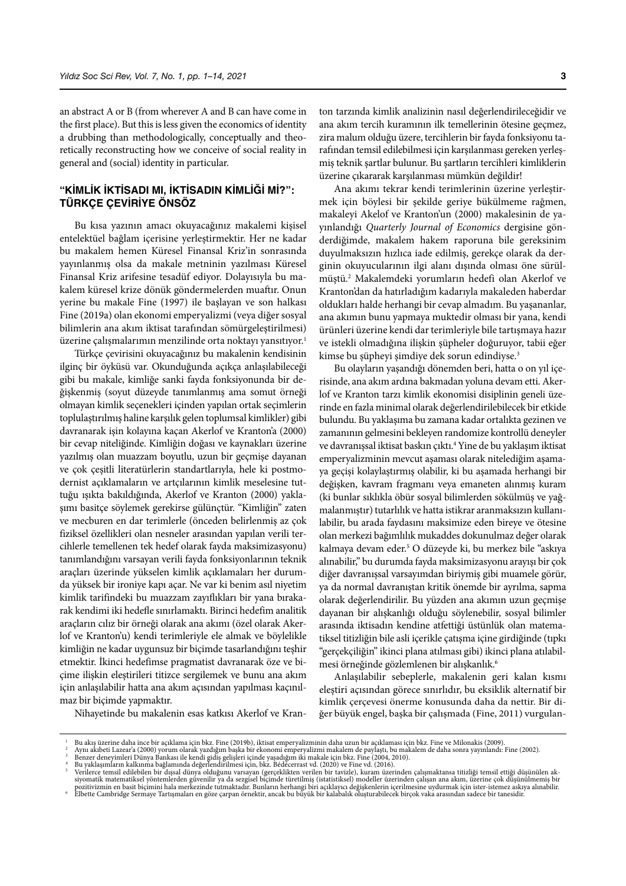an abstract A or B (from wherever A and B can have come in the first place). But this is less given the economics of identity a drubbing than methodologically, conceptually and theoretically reconstructing how we conceive of social reality in general and (social) identity in particular.

## "KİMLİK İKTİSADI MI, İKTİSADIN KİMLİĞİ Mİ?": TÜRKÇE ÇEVİRİYE ÖNSÖZ

Bu kısa yazının amacı okuyacağınız makalemi kişisel entelektüel bağlam içerisine yerleştirmektir. Her ne kadar bu makalem hemen Küresel Finansal Kriz'in sonrasında yayınlanmış olsa da makale metninin yazılması Küresel Finansal Kriz arifesine tesadüf ediyor. Dolayısıyla bu makalem küresel krize dönük göndermelerden muaftır. Onun yerine bu makale Fine (1997) ile başlayan ve son halkası Fine (2019a) olan ekonomi emperyalizmi (veya diğer sosyal bilimlerin ana akım iktisat tarafından sömürgeleştirilmesi) üzerine çalışmalarımın menzilinde orta noktayı yansıtıyor.[1]

Türkçe çevirisini okuyacağınız bu makalenin kendisinin ilginç bir öyküsü var. Okunduğunda açıkça anlaşılabileceği gibi bu makale, kimliğe sanki fayda fonksiyonunda bir değişkenmiş (soyut düzeyde tanımlanmış ama somut örneği olmayan kimlik seçenekleri içinden yapılan ortak seçimlerin toplulaştırılmış haline karşılık gelen toplumsal kimlikler) gibi davranarak işin kolayına kaçan Akerlof ve Kranton'a (2000) bir cevap niteliğinde. Kimliğin doğası ve kaynakları üzerine yazılmış olan muazzam boyutlu, uzun bir geçmişe dayanan ve çok çeşitli literatürlerin standartlarıyla, hele ki postmodernist açıklamaların ve artçılarının kimlik meselesine tuttuğu ışıkta bakıldığında, Akerlof ve Kranton (2000) yaklaşımı basitçe söylemek gerekirse gülünçtür. "Kimliğin" zaten ve mecburen en dar terimlerle (önceden belirlenmiş az çok fiziksel özellikleri olan nesneler arasından yapılan verili tercihlerle temellenen tek hedef olarak fayda maksimizasyonu) tanımlandığını varsayan verili fayda fonksiyonlarının teknik araçları üzerinde yükselen kimlik açıklamaları her durumda yüksek bir ironiye kapı açar. Ne var ki benim asıl niyetim kimlik tarifindeki bu muazzam zayıflıkları bir yana bırakarak kendimi iki hedefle sınırlamaktı. Birinci hedefim analitik araçların cılız bir örneği olarak ana akımı (özel olarak Akerlof ve Kranton'u) kendi terimleriyle ele almak ve böylelikle kimliğin ne kadar uygunsuz bir biçimde tasarlandığını teşhir etmektir. İkinci hedefimse pragmatist davranarak öze ve biçime ilişkin eleştirileri titizce sergilemek ve bunu ana akım için anlaşılabilir hatta ana akım açısından yapılması kaçınılmaz bir biçimde yapmaktır.

Nihayetinde bu makalenin esas katkısı Akerlof ve Kranton tarzında kimlik analizinin nasıl değerlendirileceğidir ve ana akım tercih kuramının ilk temellerinin ötesine geçmez, zira malum olduğu üzere, tercihlerin bir fayda fonksiyonu tarafından temsil edilebilmesi için karşılanması gereken yerleşmiş teknik şartlar bulunur. Bu şartların tercihleri kimliklerin üzerine çıkararak karşılanması mümkün değildir!

Ana akımı tekrar kendi terimlerinin üzerine yerleştirmek için böylesi bir şekilde geriye bükülmeme rağmen, makaleyi Akelof ve Kranton'un (2000) makalesinin de yayınlandığı *Quarterly Journal of Economics* dergisine gönderdiğimde, makalem hakem raporuna bile gereksinim duyulmaksızın hızlıca iade edilmiş, gerekçe olarak da derginin okuyucularının ilgi alanı dışında olması öne sürülmüştü.[2] Makalemdeki yorumların hedefi olan Akerlof ve Kranton'dan da hatırladığım kadarıyla makaleden haberdar oldukları halde herhangi bir cevap almadım. Bu yaşananlar, ana akımın bunu yapmaya muktedir olması bir yana, kendi ürünleri üzerine kendi dar terimleriyle bile tartışmaya hazır ve istekli olmadığına ilişkin şüpheler doğuruyor, tabii eğer kimse bu şüpheyi şimdiye dek sorun edindiyse.[3]

Bu olayların yaşandığı dönemden beri, hatta o on yıl içerisinde, ana akım ardına bakmadan yoluna devam etti. Akerlof ve Kranton tarzı kimlik ekonomisi disiplinin geneli üzerinde en fazla minimal olarak değerlendirilebilecek bir etkide bulundu. Bu yaklaşıma bu zamana kadar ortalıkta gezinen ve zamanının gelmesini bekleyen randomize kontrollü deneyler ve davranışsal iktisat baskın çıktı.[4] Yine de bu yaklaşım iktisat emperyalizminin mevcut aşaması olarak nitelediğim aşamaya geçişi kolaylaştırmış olabilir, ki bu aşamada herhangi bir değişken, kavram fragmanı veya emaneten alınmış kuram (ki bunlar sıklıkla öbür sosyal bilimlerden sökülmüş ve yağmalanmıştır) tutarlılık ve hatta istikrar aranmaksızın kullanılabilir, bu arada faydasını maksimize eden bireye ve ötesine olan merkezi bağımlılık mukaddes dokunulmaz değer olarak kalmaya devam eder.[5] O düzeyde ki, bu merkez bile "askıya alınabilir," bu durumda fayda maksimizasyonu arayışı bir çok diğer davranışsal varsayımdan biriymiş gibi muamele görür, ya da normal davranıştan kritik önemde bir ayrılma, sapma olarak değerlendirilir. Bu yüzden ana akımın uzun geçmişe dayanan bir alışkanlığı olduğu söylenebilir, sosyal bilimler arasında iktisadın kendine atfettiği üstünlük olan matematiksel titizliğin bile asli içerikle çatışma içine girdiğinde (tıpkı "gerçekçiliğin" ikinci plana atılması gibi) ikinci plana atılabilmesi örneğinde gözlemlenen bir alışkanlık.[6]

Anlaşılabilir sebeplerle, makalenin geri kalan kısmı eleştiri açısından görece sınırlıdır, bu eksiklik alternatif bir kimlik çerçevesi önerme konusunda daha da nettir. Bir diğer büyük engel, başka bir çalışmada (Fine, 2011) vurgulan-

[1] Bu akış üzerine daha ince bir açıklama için bkz. Fine (2019b), iktisat emperyalizminin daha uzun bir açıklaması için bkz. Fine ve Milonakis (2009).
[2] Aynı akıbeti Lazear'a (2000) yorum olarak yazdığım başka bir ekonomi emperyalizmi makalem de paylaştı, bu makalem de daha sonra yayınlandı: Fine (2002).
[3] Benzer deneyimleri Dünya Bankası ile kendi gidiş gelişleri içinde yaşadığım iki makale için bkz. Fine (2004, 2010).
[4] Bu yaklaşımların kalkınma bağlamında değerlendirilmesi için, bkz. Bédécarrast vd. (2020) ve Fine vd. (2016).
[5] Verilerce temsil edilebilen bir dışsal dünya olduğunu varsayan (gerçeklikten verilen bir tavizle), kuram üzerinden çalışmaktansa titizliği temsil ettiği düşünülen aksiyomatik matematiksel yöntemlerden güvenilir ya da sezgisel biçimde türetilmiş (istatistiksel) modeller üzerinden çalışan ana akım, üzerine çok düşünülmemiş bir pozitivizmin en basit biçimini hala merkezinde tutmaktadır. Bunların herhangi biri açıklayıcı değişkenlerin içerilmesine uydurmak için ister-istemez askıya alınabilir.
[6] Elbette Cambridge Sermaye Tartışmaları en göze çarpan örnektir, ancak bu büyük bir kalabalık oluşturabilecek birçok vaka arasından sadece bir tanesidir.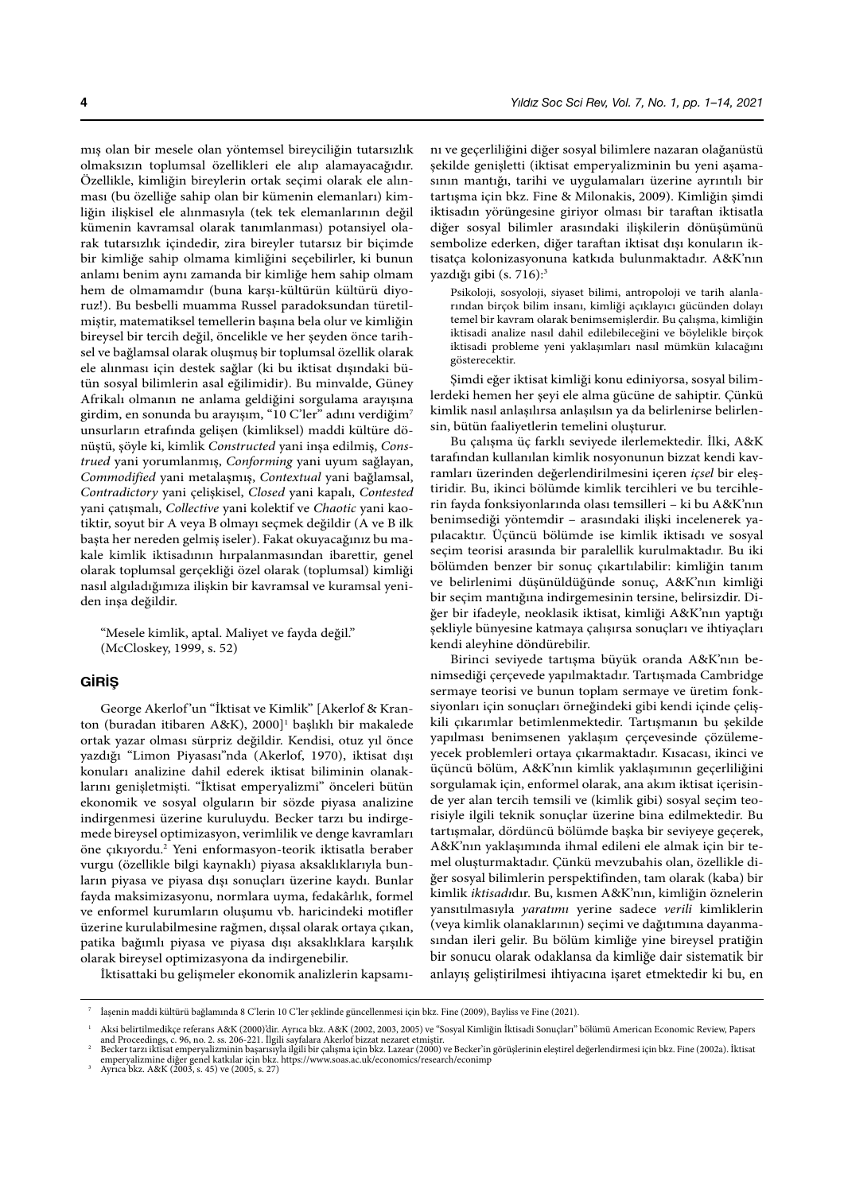mış olan bir mesele olan yöntemsel bireyciliğin tutarsızlık olmaksızın toplumsal özellikleri ele alıp alamayacağıdır. Özellikle, kimliğin bireylerin ortak seçimi olarak ele alınması (bu özelliğe sahip olan bir kümenin elemanları) kimliğin ilişkisel ele alınmasıyla (tek tek elemanlarının değil kümenin kavramsal olarak tanımlanması) potansiyel olarak tutarsızlık içindedir, zira bireyler tutarsız bir biçimde bir kimliğe sahip olmama kimliğini seçebilirler, ki bunun anlamı benim aynı zamanda bir kimliğe hem sahip olmam hem de olmamamdır (buna karşı-kültürün kültürü diyoruz!). Bu besbelli muamma Russel paradoksundan türetilmiştir, matematiksel temellerin başına bela olur ve kimliğin bireysel bir tercih değil, öncelikle ve her şeyden önce tarihsel ve bağlamsal olarak oluşmuş bir toplumsal özellik olarak ele alınması için destek sağlar (ki bu iktisat dışındaki bütün sosyal bilimlerin asal eğilimidir). Bu minvalde, Güney Afrikalı olmanın ne anlama geldiğini sorgulama arayışına girdim, en sonunda bu arayışım, "10 C'ler" adını verdiğim[7] unsurların etrafında gelişen (kimliksel) maddi kültüre dönüştü, şöyle ki, kimlik *Constructed* yani inşa edilmiş, *Construed* yani yorumlanmış, *Conforming* yani uyum sağlayan, *Commodified* yani metalaşmış, *Contextual* yani bağlamsal, *Contradictory* yani çelişkisel, *Closed* yani kapalı, *Contested* yani çatışmalı, *Collective* yani kolektif ve *Chaotic* yani kaotiktir, soyut bir A veya B olmayı seçmek değildir (A ve B ilk başta her nereden gelmiş iseler). Fakat okuyacağınız bu makale kimlik iktisadının hırpalanmasından ibarettir, genel olarak toplumsal gerçekliği özel olarak (toplumsal) kimliği nasıl algıladığımıza ilişkin bir kavramsal ve kuramsal yeniden inşa değildir.

"Mesele kimlik, aptal. Maliyet ve fayda değil."
(McCloskey, 1999, s. 52)

## GİRİŞ

George Akerlof'un "İktisat ve Kimlik" [Akerlof & Kranton (buradan itibaren A&K), 2000][1] başlıklı bir makalede ortak yazar olması sürpriz değildir. Kendisi, otuz yıl önce yazdığı "Limon Piyasası"nda (Akerlof, 1970), iktisat dışı konuları analizine dahil ederek iktisat biliminin olanaklarını genişletmişti. "İktisat emperyalizmi" önceleri bütün ekonomik ve sosyal olguların bir sözde piyasa analizine indirgenmesi üzerine kuruluydu. Becker tarzı bu indirgemede bireysel optimizasyon, verimlilik ve denge kavramları öne çıkıyordu.[2] Yeni enformasyon-teorik iktisatla beraber vurgu (özellikle bilgi kaynaklı) piyasa aksaklıklarıyla bunların piyasa ve piyasa dışı sonuçları üzerine kaydı. Bunlar fayda maksimizasyonu, normlara uyma, fedakârlık, formel ve enformel kurumların oluşumu vb. haricindeki motifler üzerine kurulabilmesine rağmen, dışsal olarak ortaya çıkan, patika bağımlı piyasa ve piyasa dışı aksaklıklara karşılık olarak bireysel optimizasyona da indirgenebilir.

İktisattaki bu gelişmeler ekonomik analizlerin kapsamını ve geçerliliğini diğer sosyal bilimlere nazaran olağanüstü şekilde genişletti (iktisat emperyalizminin bu yeni aşamasının mantığı, tarihi ve uygulamaları üzerine ayrıntılı bir tartışma için bkz. Fine & Milonakis, 2009). Kimliğin şimdi iktisadın yörüngesine giriyor olması bir taraftan iktisatla diğer sosyal bilimler arasındaki ilişkilerin dönüşümünü sembolize ederken, diğer taraftan iktisat dışı konuların iktisatça kolonizasyonuna katkıda bulunmaktadır. A&K'nın yazdığı gibi (s. 716):[3]

> Psikoloji, sosyoloji, siyaset bilimi, antropoloji ve tarih alanlarından birçok bilim insanı, kimliği açıklayıcı gücünden dolayı temel bir kavram olarak benimsemişlerdir. Bu çalışma, kimliğin iktisadi analize nasıl dahil edilebileceğini ve böylelikle birçok iktisadi probleme yeni yaklaşımları nasıl mümkün kılacağını gösterecektir.

Şimdi eğer iktisat kimliği konu ediniyorsa, sosyal bilimlerdeki hemen her şeyi ele alma gücüne de sahiptir. Çünkü kimlik nasıl anlaşılırsa anlaşılsın ya da belirlenirse belirlensin, bütün faaliyetlerin temelini oluşturur.

Bu çalışma üç farklı seviyede ilerlemektedir. İlki, A&K tarafından kullanılan kimlik nosyonunun bizzat kendi kavramları üzerinden değerlendirilmesini içeren *içsel* bir eleştiridir. Bu, ikinci bölümde kimlik tercihleri ve bu tercihlerin fayda fonksiyonlarında olası temsilleri – ki bu A&K'nın benimsediği yöntemdir – arasındaki ilişki incelenerek yapılacaktır. Üçüncü bölümde ise kimlik iktisadı ve sosyal seçim teorisi arasında bir paralellik kurulmaktadır. Bu iki bölümden benzer bir sonuç çıkartılabilir: kimliğin tanım ve belirlenimi düşünüldüğünde sonuç, A&K'nın kimliği bir seçim mantığına indirgemesinin tersine, belirsizdir. Diğer bir ifadeyle, neoklasik iktisat, kimliği A&K'nın yaptığı şekliyle bünyesine katmaya çalışırsa sonuçları ve ihtiyaçları kendi aleyhine döndürebilir.

Birinci seviyede tartışma büyük oranda A&K'nın benimsediği çerçevede yapılmaktadır. Tartışmada Cambridge sermaye teorisi ve bunun toplam sermaye ve üretim fonksiyonları için sonuçları örneğindeki gibi kendi içinde çelişkili çıkarımlar betimlenmektedir. Tartışmanın bu şekilde yapılması benimsenen yaklaşım çerçevesinde çözülemeyecek problemleri ortaya çıkarmaktadır. Kısacası, ikinci ve üçüncü bölüm, A&K'nın kimlik yaklaşımının geçerliliğini sorgulamak için, enformel olarak, ana akım iktisat içerisinde yer alan tercih temsili ve (kimlik gibi) sosyal seçim teorisiyle ilgili teknik sonuçlar üzerine bina edilmektedir. Bu tartışmalar, dördüncü bölümde başka bir seviyeye geçerek, A&K'nın yaklaşımında ihmal edileni ele almak için bir temel oluşturmaktadır. Çünkü mevzubahis olan, özellikle diğer sosyal bilimlerin perspektifinden, tam olarak (kaba) bir kimlik *iktisadı*dır. Bu, kısmen A&K'nın, kimliğin öznelerin yansıtılmasıyla *yaratımı* yerine sadece *verili* kimliklerin (veya kimlik olanaklarının) seçimi ve dağıtımına dayanmasından ileri gelir. Bu bölüm kimliğe yine bireysel pratiğin bir sonucu olarak odaklansa da kimliğe dair sistematik bir anlayış geliştirilmesi ihtiyacına işaret etmektedir ki bu, en

---

[7] İaşenin maddi kültürü bağlamında 8 C'lerin 10 C'ler şeklinde güncellenmesi için bkz. Fine (2009), Bayliss ve Fine (2021).

[1] Aksi belirtilmedikçe referans A&K (2000)'dir. Ayrıca bkz. A&K (2002, 2003, 2005) ve "Sosyal Kimliğin İktisadi Sonuçları" bölümü American Economic Review, Papers and Proceedings, c. 96, no. 2. ss. 206-221. İlgili sayfalara Akerlof bizzat nezaret etmiştir.

[2] Becker tarzı iktisat emperyalizminin başarısıyla ilgili bir çalışma için bkz. Lazear (2000) ve Becker'in görüşlerinin eleştirel değerlendirmesi için bkz. Fine (2002a). İktisat emperyalizmine diğer genel katkılar için bkz. https://www.soas.ac.uk/economics/research/econimp

[3] Ayrıca bkz. A&K (2003, s. 45) ve (2005, s. 27)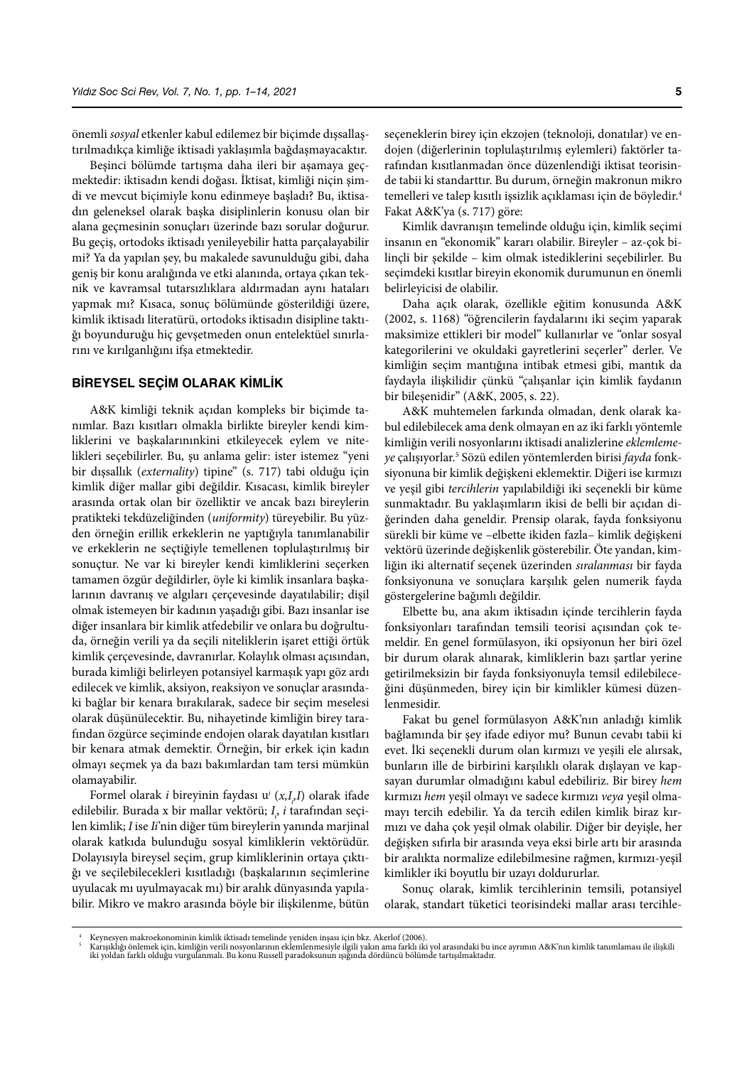önemli *sosyal* etkenler kabul edilemez bir biçimde dışsallaştırılmadıkça kimliğe iktisadi yaklaşımla bağdaşmayacaktır.

Beşinci bölümde tartışma daha ileri bir aşamaya geçmektedir: iktisadın kendi doğası. İktisat, kimliği niçin şimdi ve mevcut biçimiyle konu edinmeye başladı? Bu, iktisadın geleneksel olarak başka disiplinlerin konusu olan bir alana geçmesinin sonuçları üzerinde bazı sorular doğurur. Bu geçiş, ortodoks iktisadı yenileyebilir hatta parçalayabilir mi? Ya da yapılan şey, bu makalede savunulduğu gibi, daha geniş bir konu aralığında ve etki alanında, ortaya çıkan teknik ve kavramsal tutarsızlıklara aldırmadan aynı hataları yapmak mı? Kısaca, sonuç bölümünde gösterildiği üzere, kimlik iktisadı literatürü, ortodoks iktisadın disipline taktığı boyunduruğu hiç gevşetmeden onun entelektüel sınırlarını ve kırılganlığını ifşa etmektedir.

## BİREYSEL SEÇİM OLARAK KİMLİK

A&K kimliği teknik açıdan kompleks bir biçimde tanımlar. Bazı kısıtları olmakla birlikte bireyler kendi kimliklerini ve başkalarınınkini etkileyecek eylem ve nitelikleri seçebilirler. Bu, şu anlamda gelir: ister istemez "yeni bir dışsallık (*externality*) tipine" (s. 717) tabi olduğu için kimlik diğer mallar gibi değildir. Kısacası, kimlik bireyler arasında ortak olan bir özelliktir ve ancak bazı bireylerin pratikteki tekdüzeliğinden (*uniformity*) türeyebilir. Bu yüzden örneğin erillik erkeklerin ne yaptığıyla tanımlanabilir ve erkeklerin ne seçtiğiyle temellenen toplulaştırılmış bir sonuçtur. Ne var ki bireyler kendi kimliklerini seçerken tamamen özgür değildirler, öyle ki kimlik insanlara başkalarının davranış ve algıları çerçevesinde dayatılabilir; dişil olmak istemeyen bir kadının yaşadığı gibi. Bazı insanlar ise diğer insanlara bir kimlik atfedebilir ve onlara bu doğrultuda, örneğin verili ya da seçili niteliklerin işaret ettiği örtük kimlik çerçevesinde, davranırlar. Kolaylık olması açısından, burada kimliği belirleyen potansiyel karmaşık yapı göz ardı edilecek ve kimlik, aksiyon, reaksiyon ve sonuçlar arasındaki bağlar bir kenara bırakılarak, sadece bir seçim meselesi olarak düşünülecektir. Bu, nihayetinde kimliğin birey tarafından özgürce seçiminde endojen olarak dayatılan kısıtları bir kenara atmak demektir. Örneğin, bir erkek için kadın olmayı seçmek ya da bazı bakımlardan tam tersi mümkün olamayabilir.

Formel olarak *i* bireyinin faydası $u^i\,(x, I_i, I)$ olarak ifade edilebilir. Burada x bir mallar vektörü; $I_i$, *i* tarafından seçilen kimlik; *I* ise *Ii*'nin diğer tüm bireylerin yanında marjinal olarak katkıda bulunduğu sosyal kimliklerin vektörüdür. Dolayısıyla bireysel seçim, grup kimliklerinin ortaya çıktığı ve seçilebilecekleri kısıtladığı (başkalarının seçimlerine uyulacak mı uyulmayacak mı) bir aralık dünyasında yapılabilir. Mikro ve makro arasında böyle bir ilişkilenme, bütün seçeneklerin birey için ekzojen (teknoloji, donatılar) ve endojen (diğerlerinin toplulaştırılmış eylemleri) faktörler tarafından kısıtlanmadan önce düzenlendiği iktisat teorisinde tabii ki standarttır. Bu durum, örneğin makronun mikro temelleri ve talep kısıtlı işsizlik açıklaması için de böyledir.[4] Fakat A&K'ya (s. 717) göre:

Kimlik davranışın temelinde olduğu için, kimlik seçimi insanın en "ekonomik" kararı olabilir. Bireyler – az-çok bilinçli bir şekilde – kim olmak istediklerini seçebilirler. Bu seçimdeki kısıtlar bireyin ekonomik durumunun en önemli belirleyicisi de olabilir.

Daha açık olarak, özellikle eğitim konusunda A&K (2002, s. 1168) "öğrencilerin faydalarını iki seçim yaparak maksimize ettikleri bir model" kullanırlar ve "onlar sosyal kategorilerini ve okuldaki gayretlerini seçerler" derler. Ve kimliğin seçim mantığına intibak etmesi gibi, mantık da faydayla ilişkilidir çünkü "çalışanlar için kimlik faydanın bir bileşenidir" (A&K, 2005, s. 22).

A&K muhtemelen farkında olmadan, denk olarak kabul edilebilecek ama denk olmayan en az iki farklı yöntemle kimliğin verili nosyonlarını iktisadi analizlerine *eklemlemeye* çalışıyorlar.[5] Sözü edilen yöntemlerden birisi *fayda* fonksiyonuna bir kimlik değişkeni eklemektir. Diğeri ise kırmızı ve yeşil gibi *tercihlerin* yapılabildiği iki seçenekli bir küme sunmaktadır. Bu yaklaşımların ikisi de belli bir açıdan diğerinden daha geneldir. Prensip olarak, fayda fonksiyonu sürekli bir küme ve –elbette ikiden fazla– kimlik değişkeni vektörü üzerinde değişkenlik gösterebilir. Öte yandan, kimliğin iki alternatif seçenek üzerinden *sıralanması* bir fayda fonksiyonuna ve sonuçlara karşılık gelen numerik fayda göstergelerine bağımlı değildir.

Elbette bu, ana akım iktisadın içinde tercihlerin fayda fonksiyonları tarafından temsili teorisi açısından çok temeldir. En genel formülasyon, iki opsiyonun her biri özel bir durum olarak alınarak, kimliklerin bazı şartlar yerine getirilmeksizin bir fayda fonksiyonuyla temsil edilebileceğini düşünmeden, birey için bir kimlikler kümesi düzenlenmesidir.

Fakat bu genel formülasyon A&K'nın anladığı kimlik bağlamında bir şey ifade ediyor mu? Bunun cevabı tabii ki evet. İki seçenekli durum olan kırmızı ve yeşili ele alırsak, bunların ille de birbirini karşılıklı olarak dışlayan ve kapsayan durumlar olmadığını kabul edebiliriz. Bir birey *hem* kırmızı *hem* yeşil olmayı ve sadece kırmızı *veya* yeşil olmamayı tercih edebilir. Ya da tercih edilen kimlik biraz kırmızı ve daha çok yeşil olmak olabilir. Diğer bir deyişle, her değişken sıfırla bir arasında veya eksi birle artı bir arasında bir aralıkta normalize edilebilmesine rağmen, kırmızı-yeşil kimlikler iki boyutlu bir uzayı doldururlar.

Sonuç olarak, kimlik tercihlerinin temsili, potansiyel olarak, standart tüketici teorisindeki mallar arası tercihle-

---

[4] Keynesyen makroekonominin kimlik iktisadı temelinde yeniden inşası için bkz. Akerlof (2006).

[5] Karışıklığı önlemek için, kimliğin verili nosyonlarının eklemlenmesiyle ilgili yakın ama farklı iki yol arasındaki bu ince ayrımın A&K'nın kimlik tanımlaması ile ilişkili iki yoldan farklı olduğu vurgulanmalı. Bu konu Russell paradoksunun ışığında dördüncü bölümde tartışılmaktadır.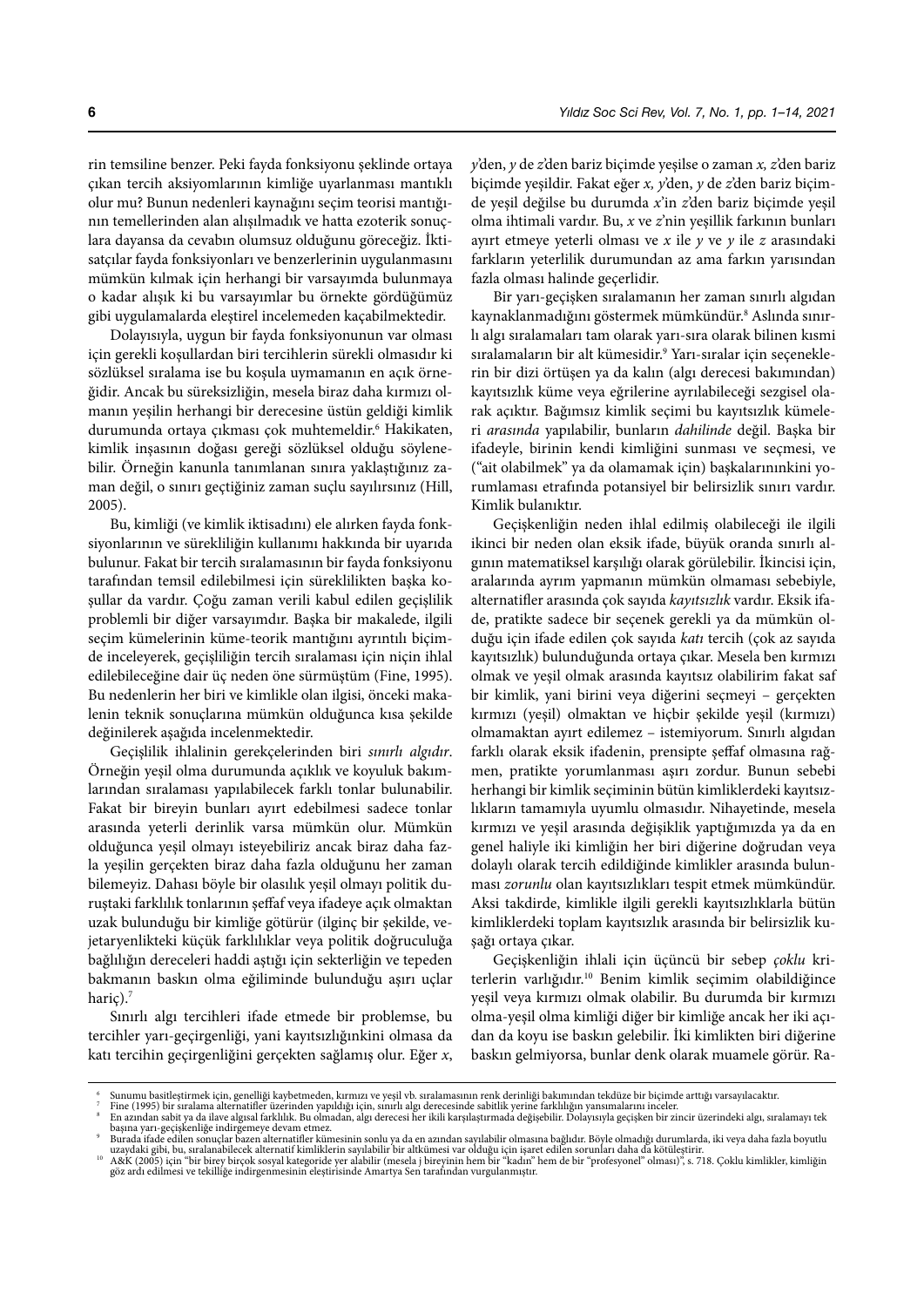rin temsiline benzer. Peki fayda fonksiyonu şeklinde ortaya çıkan tercih aksiyomlarının kimliğe uyarlanması mantıklı olur mu? Bunun nedenleri kaynağını seçim teorisi mantığının temellerinden alan alışılmadık ve hatta ezoterik sonuçlara dayansa da cevabın olumsuz olduğunu göreceğiz. İktisatçılar fayda fonksiyonları ve benzerlerinin uygulanmasını mümkün kılmak için herhangi bir varsayımda bulunmaya o kadar alışık ki bu varsayımlar bu örnekte gördüğümüz gibi uygulamalarda eleştirel incelemeden kaçabilmektedir.

Dolayısıyla, uygun bir fayda fonksiyonunun var olması için gerekli koşullardan biri tercihlerin sürekli olmasıdır ki sözlüksel sıralama ise bu koşula uymamanın en açık örneğidir. Ancak bu süreksizliğin, mesela biraz daha kırmızı olmanın yeşilin herhangi bir derecesine üstün geldiği kimlik durumunda ortaya çıkması çok muhtemeldir.[6] Hakikaten, kimlik inşasının doğası gereği sözlüksel olduğu söylenebilir. Örneğin kanunla tanımlanan sınıra yaklaştığınız zaman değil, o sınırı geçtiğiniz zaman suçlu sayılırsınız (Hill, 2005).

Bu, kimliği (ve kimlik iktisadını) ele alırken fayda fonksiyonlarının ve sürekliliğin kullanımı hakkında bir uyarıda bulunur. Fakat bir tercih sıralamasının bir fayda fonksiyonu tarafından temsil edilebilmesi için süreklilikten başka koşullar da vardır. Çoğu zaman verili kabul edilen geçişlilik problemli bir diğer varsayımdır. Başka bir makalede, ilgili seçim kümelerinin küme-teorik mantığını ayrıntılı biçimde inceleyerek, geçişliliğin tercih sıralaması için niçin ihlal edilebileceğine dair üç neden öne sürmüştüm (Fine, 1995). Bu nedenlerin her biri ve kimlikle olan ilgisi, önceki makalenin teknik sonuçlarına mümkün olduğunca kısa şekilde değinilerek aşağıda incelenmektedir.

Geçişlilik ihlalinin gerekçelerinden biri *sınırlı algıdır*. Örneğin yeşil olma durumunda açıklık ve koyuluk bakımlarından sıralaması yapılabilecek farklı tonlar bulunabilir. Fakat bir bireyin bunları ayırt edebilmesi sadece tonlar arasında yeterli derinlik varsa mümkün olur. Mümkün olduğunca yeşil olmayı isteyebiliriz ancak biraz daha fazla yeşilin gerçekten biraz daha fazla olduğunu her zaman bilemeyiz. Dahası böyle bir olasılık yeşil olmayı politik duruştaki farklılık tonlarının şeffaf veya ifadeye açık olmaktan uzak bulunduğu bir kimliğe götürür (ilginç bir şekilde, vejetaryenlikteki küçük farklılıklar veya politik doğruculuğa bağlılığın dereceleri haddi aştığı için sekterliğin ve tepeden bakmanın baskın olma eğiliminde bulunduğu aşırı uçlar hariç).[7]

Sınırlı algı tercihleri ifade etmede bir problemse, bu tercihler yarı-geçirgenliği, yani kayıtsızlığınkini olmasa da katı tercihin geçirgenliğini gerçekten sağlamış olur. Eğer *x*, *y*'den, *y* de *z*'den bariz biçimde yeşilse o zaman *x, z*'den bariz biçimde yeşildir. Fakat eğer *x, y*'den, *y* de *z*'den bariz biçimde yeşil değilse bu durumda *x*'in *z*'den bariz biçimde yeşil olma ihtimali vardır. Bu, *x* ve *z*'nin yeşillik farkının bunları ayırt etmeye yeterli olması ve *x* ile *y* ve *y* ile *z* arasındaki farkların yeterlilik durumundan az ama farkın yarısından fazla olması halinde geçerlidir.

Bir yarı-geçişken sıralamanın her zaman sınırlı algıdan kaynaklanmadığını göstermek mümkündür.[8] Aslında sınırlı algı sıralamaları tam olarak yarı-sıra olarak bilinen kısmi sıralamaların bir alt kümesidir.[9] Yarı-sıralar için seçeneklerin bir dizi örtüşen ya da kalın (algı derecesi bakımından) kayıtsızlık küme veya eğrilerine ayrılabileceği sezgisel olarak açıktır. Bağımsız kimlik seçimi bu kayıtsızlık kümeleri *arasında* yapılabilir, bunların *dahilinde* değil. Başka bir ifadeyle, birinin kendi kimliğini sunması ve seçmesi, ve ("ait olabilmek" ya da olamamak için) başkalarınınkini yorumlaması etrafında potansiyel bir belirsizlik sınırı vardır. Kimlik bulanıktır.

Geçişkenliğin neden ihlal edilmiş olabileceği ile ilgili ikinci bir neden olan eksik ifade, büyük oranda sınırlı algının matematiksel karşılığı olarak görülebilir. İkincisi için, aralarında ayrım yapmanın mümkün olmaması sebebiyle, alternatifler arasında çok sayıda *kayıtsızlık* vardır. Eksik ifade, pratikte sadece bir seçenek gerekli ya da mümkün olduğu için ifade edilen çok sayıda *katı* tercih (çok az sayıda kayıtsızlık) bulunduğunda ortaya çıkar. Mesela ben kırmızı olmak ve yeşil olmak arasında kayıtsız olabilirim fakat saf bir kimlik, yani birini veya diğerini seçmeyi – gerçekten kırmızı (yeşil) olmaktan ve hiçbir şekilde yeşil (kırmızı) olmamaktan ayırt edilemez – istemiyorum. Sınırlı algıdan farklı olarak eksik ifadenin, prensipte şeffaf olmasına rağmen, pratikte yorumlanması aşırı zordur. Bunun sebebi herhangi bir kimlik seçiminin bütün kimliklerdeki kayıtsızlıkların tamamıyla uyumlu olmasıdır. Nihayetinde, mesela kırmızı ve yeşil arasında değişiklik yaptığımızda ya da en genel haliyle iki kimliğin her biri diğerine doğrudan veya dolaylı olarak tercih edildiğinde kimlikler arasında bulunması *zorunlu* olan kayıtsızlıkları tespit etmek mümkündür. Aksi takdirde, kimlikle ilgili gerekli kayıtsızlıklarla bütün kimliklerdeki toplam kayıtsızlık arasında bir belirsizlik kuşağı ortaya çıkar.

Geçişkenliğin ihlali için üçüncü bir sebep *çoklu* kriterlerin varlığıdır.[10] Benim kimlik seçimim olabildiğince yeşil veya kırmızı olmak olabilir. Bu durumda bir kırmızı olma-yeşil olma kimliği diğer bir kimliğe ancak her iki açıdan da koyu ise baskın gelebilir. İki kimlikten biri diğerine baskın gelmiyorsa, bunlar denk olarak muamele görür. Ra-

---

[6] Sunumu basitleştirmek için, genelliği kaybetmeden, kırmızı ve yeşil vb. sıralamasının renk derinliği bakımından tekdüze bir biçimde arttığı varsayılacaktır.

[7] Fine (1995) bir sıralama alternatifler üzerinden yapıldığı için, sınırlı algı derecesinde sabitlik yerine farklılığın yansımalarını inceler.

[8] En azından sabit ya da ilave algısal farklılık. Bu olmadan, algı derecesi her ikili karşılaştırmada değişebilir. Dolayısıyla geçişken bir zincir üzerindeki algı, sıralamayı tek başına yarı-geçişkenliğe indirgemeye devam etmez.

[9] Burada ifade edilen sonuçlar bazen alternatifler kümesinin sonlu ya da en azından sayılabilir olmasına bağlıdır. Böyle olmadığı durumlarda, iki veya daha fazla boyutlu uzaydaki gibi, bu, sıralanabilecek alternatif kimliklerin sayılabilir bir altkümesi var olduğu için işaret edilen sorunları daha da kötüleştirir.

[10] A&K (2005) için "bir birey birçok sosyal kategoride yer alabilir (mesela j bireyinin hem bir "kadın" hem de bir "profesyonel" olması)", s. 718. Çoklu kimlikler, kimliğin göz ardı edilmesi ve tekilliğe indirgenmesinin eleştirisinde Amartya Sen tarafından vurgulanmıştır.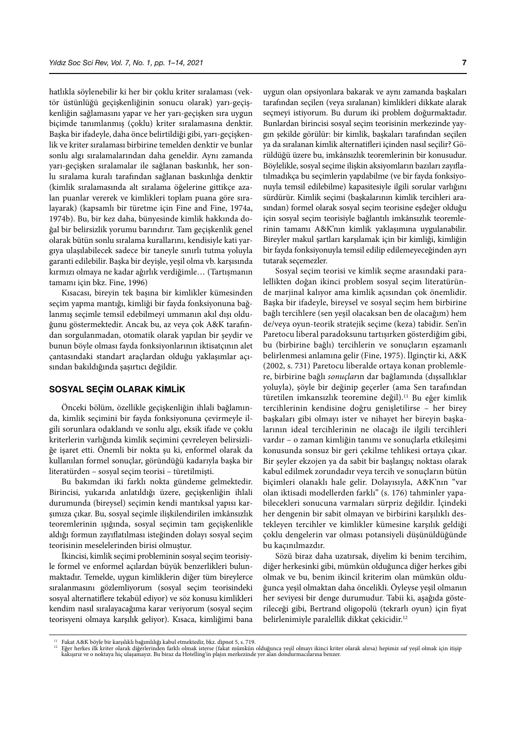hatlıkla söylenebilir ki her bir çoklu kriter sıralaması (vektör üstünlüğü geçişkenliğinin sonucu olarak) yarı-geçişkenliğin sağlamasını yapar ve her yarı-geçişken sıra uygun biçimde tanımlanmış (çoklu) kriter sıralamasına denktir. Başka bir ifadeyle, daha önce belirtildiği gibi, yarı-geçişkenlik ve kriter sıralaması birbirine temelden denktir ve bunlar sonlu algı sıralamalarından daha geneldir. Aynı zamanda yarı-geçişken sıralamalar ile sağlanan baskınlık, her sonlu sıralama kuralı tarafından sağlanan baskınlığa denktir (kimlik sıralamasında alt sıralama öğelerine gittikçe azalan puanlar vererek ve kimlikleri toplam puana göre sıralayarak) (kapsamlı bir türetme için Fine and Fine, 1974a, 1974b). Bu, bir kez daha, bünyesinde kimlik hakkında doğal bir belirsizlik yorumu barındırır. Tam geçişkenlik genel olarak bütün sonlu sıralama kurallarını, kendisiyle kati yargıya ulaşılabilecek sadece bir taneyle sınırlı tutma yoluyla garanti edilebilir. Başka bir deyişle, yeşil olma vb. karşısında kırmızı olmaya ne kadar ağırlık verdiğimle… (Tartışmanın tamamı için bkz. Fine, 1996)

Kısacası, bireyin tek başına bir kimlikler kümesinden seçim yapma mantığı, kimliği bir fayda fonksiyonuna bağlanmış seçimle temsil edebilmeyi ummanın akıl dışı olduğunu göstermektedir. Ancak bu, az veya çok A&K tarafından sorgulanmadan, otomatik olarak yapılan bir şeydir ve bunun böyle olması fayda fonksiyonlarının iktisatçının alet çantasındaki standart araçlardan olduğu yaklaşımlar açısından bakıldığında şaşırtıcı değildir.

## SOSYAL SEÇİM OLARAK KİMLİK

Önceki bölüm, özellikle geçişkenliğin ihlali bağlamında, kimlik seçimini bir fayda fonksiyonuna çevirmeyle ilgili sorunlara odaklandı ve sonlu algı, eksik ifade ve çoklu kriterlerin varlığında kimlik seçimini çevreleyen belirsizliğe işaret etti. Önemli bir nokta şu ki, enformel olarak da kullanılan formel sonuçlar, göründüğü kadarıyla başka bir literatürden – sosyal seçim teorisi – türetilmişti.

Bu bakımdan iki farklı nokta gündeme gelmektedir. Birincisi, yukarıda anlatıldığı üzere, geçişkenliğin ihlali durumunda (bireysel) seçimin kendi mantıksal yapısı karşımıza çıkar. Bu, sosyal seçimle ilişkilendirilen imkânsızlık teoremlerinin ışığında, sosyal seçimin tam geçişkenlikle aldığı formun zayıflatılması isteğinden dolayı sosyal seçim teorisinin meselelerinden birisi olmuştur.

İkincisi, kimlik seçimi probleminin sosyal seçim teorisiyle formel ve enformel açılardan büyük benzerlikleri bulunmaktadır. Temelde, uygun kimliklerin diğer tüm bireylerce sıralanmasını gözlemliyorum (sosyal seçim teorisindeki sosyal alternatiflere tekabül ediyor) ve söz konusu kimlikleri kendim nasıl sıralayacağıma karar veriyorum (sosyal seçim teorisyeni olmaya karşılık geliyor). Kısaca, kimliğimi bana uygun olan opsiyonlara bakarak ve aynı zamanda başkaları tarafından seçilen (veya sıralanan) kimlikleri dikkate alarak seçmeyi istiyorum. Bu durum iki problem doğurmaktadır. Bunlardan birincisi sosyal seçim teorisinin merkezinde yaygın şekilde görülür: bir kimlik, başkaları tarafından seçilen ya da sıralanan kimlik alternatifleri içinden nasıl seçilir? Görüldüğü üzere bu, imkânsızlık teoremlerinin bir konusudur. Böylelikle, sosyal seçime ilişkin aksiyomların bazıları zayıflatılmadıkça bu seçimlerin yapılabilme (ve bir fayda fonksiyonuyla temsil edilebilme) kapasitesiyle ilgili sorular varlığını sürdürür. Kimlik seçimi (başkalarının kimlik tercihleri arasından) formel olarak sosyal seçim teorisine eşdeğer olduğu için sosyal seçim teorisiyle bağlantılı imkânsızlık teoremlerinin tamamı A&K'nın kimlik yaklaşımına uygulanabilir. Bireyler makul şartları karşılamak için bir kimliği, kimliğin bir fayda fonksiyonuyla temsil edilip edilemeyeceğinden ayrı tutarak seçemezler.

Sosyal seçim teorisi ve kimlik seçme arasındaki paralellikten doğan ikinci problem sosyal seçim literatüründe marjinal kalıyor ama kimlik açısından çok önemlidir. Başka bir ifadeyle, bireysel ve sosyal seçim hem birbirine bağlı tercihlere (sen yeşil olacaksan ben de olacağım) hem de/veya oyun-teorik stratejik seçime (keza) tabidir. Sen'in Paretocu liberal paradoksunu tartışırken gösterdiğim gibi, bu (birbirine bağlı) tercihlerin ve sonuçların eşzamanlı belirlenmesi anlamına gelir (Fine, 1975). İlginçtir ki, A&K (2002, s. 731) Paretocu liberalde ortaya konan problemlere, birbirine bağlı *sonuçlar*ın dar bağlamında (dışsallıklar yoluyla), şöyle bir değinip geçerler (ama Sen tarafından türetilen imkansızlık teoremine değil).[11] Bu eğer kimlik tercihlerinin kendisine doğru genişletilirse – her birey başkaları gibi olmayı ister ve nihayet her bireyin başkalarının ideal tercihlerinin ne olacağı ile ilgili tercihleri vardır – o zaman kimliğin tanımı ve sonuçlarla etkileşimi konusunda sonsuz bir geri çekilme tehlikesi ortaya çıkar. Bir şeyler ekzojen ya da sabit bir başlangıç noktası olarak kabul edilmek zorundadır veya tercih ve sonuçların bütün biçimleri olanaklı hale gelir. Dolayısıyla, A&K'nın "var olan iktisadi modellerden farklı" (s. 176) tahminler yapabilecekleri sonucuna varmaları sürpriz değildir. İçindeki her dengenin bir sabit olmayan ve birbirini karşılıklı destekleyen tercihler ve kimlikler kümesine karşılık geldiği çoklu dengelerin var olması potansiyeli düşünüldüğünde bu kaçınılmazdır.

Sözü biraz daha uzatırsak, diyelim ki benim tercihim, diğer herkesinki gibi, mümkün olduğunca diğer herkes gibi olmak ve bu, benim ikincil kriterim olan mümkün olduğunca yeşil olmaktan daha öncelikli. Öyleyse yeşil olmanın her seviyesi bir denge durumudur. Tabii ki, aşağıda gösterileceği gibi, Bertrand oligopolü (tekrarlı oyun) için fiyat belirlenimiyle paralellik dikkat çekicidir.[12]

---

[11] Fakat A&K böyle bir karşılıklı bağımlılığı kabul etmektedir, bkz. dipnot 5, s. 719.

[12] Eğer herkes ilk kriter olarak diğerlerinden farklı olmak isterse (fakat mümkün olduğunca yeşil olmayı ikinci kriter olarak alırsa) hepimiz saf yeşil olmak için itişip kakışırız ve o noktaya hiç ulaşamayız. Bu biraz da Hotelling'in plajın merkezinde yer alan dondurmacılarına benzer.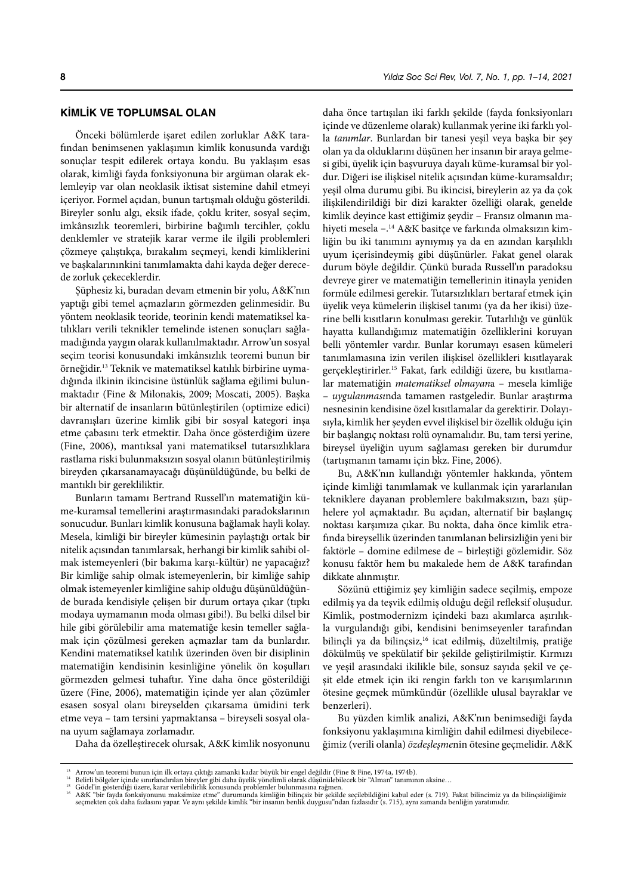## KİMLİK VE TOPLUMSAL OLAN

Önceki bölümlerde işaret edilen zorluklar A&K tarafından benimsenen yaklaşımın kimlik konusunda vardığı sonuçlar tespit edilerek ortaya kondu. Bu yaklaşım esas olarak, kimliği fayda fonksiyonuna bir argüman olarak eklemleyip var olan neoklasik iktisat sistemine dahil etmeyi içeriyor. Formel açıdan, bunun tartışmalı olduğu gösterildi. Bireyler sonlu algı, eksik ifade, çoklu kriter, sosyal seçim, imkânsızlık teoremleri, birbirine bağımlı tercihler, çoklu denklemler ve stratejik karar verme ile ilgili problemleri çözmeye çalıştıkça, bırakalım seçmeyi, kendi kimliklerini ve başkalarınınkini tanımlamakta dahi kayda değer derecede zorluk çekeceklerdir.

Şüphesiz ki, buradan devam etmenin bir yolu, A&K'nın yaptığı gibi temel açmazların görmezden gelinmesidir. Bu yöntem neoklasik teoride, teorinin kendi matematiksel katılıkları verili teknikler temelinde istenen sonuçları sağlamadığında yaygın olarak kullanılmaktadır. Arrow'un sosyal seçim teorisi konusundaki imkânsızlık teoremi bunun bir örneğidir.[13] Teknik ve matematiksel katılık birbirine uymadığında ilkinin ikincisine üstünlük sağlama eğilimi bulunmaktadır (Fine & Milonakis, 2009; Moscati, 2005). Başka bir alternatif de insanların bütünleştirilen (optimize edici) davranışları üzerine kimlik gibi bir sosyal kategori inşa etme çabasını terk etmektir. Daha önce gösterdiğim üzere (Fine, 2006), mantıksal yani matematiksel tutarsızlıklara rastlama riski bulunmaksızın sosyal olanın bütünleştirilmiş bireyden çıkarsanamayacağı düşünüldüğünde, bu belki de mantıklı bir gerekliliktir.

Bunların tamamı Bertrand Russell'ın matematiğin küme-kuramsal temellerini araştırmasındaki paradoksların sonucudur. Bunları kimlik konusuna bağlamak hayli kolay. Mesela, kimliği bir bireyler kümesinin paylaştığı ortak bir nitelik açısından tanımlarsak, herhangi bir kimlik sahibi olmak istemeyenleri (bir bakıma karşı-kültür) ne yapacağız? Bir kimliğe sahip olmak istemeyenlerin, bir kimliğe sahip olmak istemeyenler kimliğine sahip olduğu düşünüldüğünde burada kendisiyle çelişen bir durum ortaya çıkar (tıpkı modaya uymamanın moda olması gibi!). Bu belki dilsel bir hile gibi görülebilir ama matematiğe kesin temeller sağlamak için çözülmesi gereken açmazlar tam da bunlardır. Kendini matematiksel katılık üzerinden öven bir disiplinin matematiğin kendisinin kesinliğine yönelik ön koşulları görmezden gelmesi tuhaftır. Yine daha önce gösterildiği üzere (Fine, 2006), matematiğin içinde yer alan çözümler esasen sosyal olanı bireyselden çıkarsama ümidini terk etme veya – tam tersini yapmaktansa – bireyseli sosyal olana uyum sağlamaya zorlamadır.

Daha da özelleştirecek olursak, A&K kimlik nosyonunu daha önce tartışılan iki farklı şekilde (fayda fonksiyonları içinde ve düzenleme olarak) kullanmak yerine iki farklı yolla *tanımlar*. Bunlardan bir tanesi yeşil veya başka bir şey olan ya da olduklarını düşünen her insanın bir araya gelmesi gibi, üyelik için başvuruya dayalı küme-kuramsal bir yoldur. Diğeri ise ilişkisel nitelik açısından küme-kuramsaldır; yeşil olma durumu gibi. Bu ikincisi, bireylerin az ya da çok ilişkilendirildiği bir dizi karakter özelliği olarak, genelde kimlik deyince kast ettiğimiz şeydir – Fransız olmanın mahiyeti mesela –.[14] A&K basitçe ve farkında olmaksızın kimliğin bu iki tanımını aynıymış ya da en azından karşılıklı uyum içerisindeymiş gibi düşünürler. Fakat genel olarak durum böyle değildir. Çünkü burada Russell'ın paradoksu devreye girer ve matematiğin temellerinin itinayla yeniden formüle edilmesi gerekir. Tutarsızlıkları bertaraf etmek için üyelik veya kümelerin ilişkisel tanımı (ya da her ikisi) üzerine belli kısıtların konulması gerekir. Tutarlılığı ve günlük hayatta kullandığımız matematiğin özelliklerini koruyan belli yöntemler vardır. Bunlar korumayı esasen kümeleri tanımlamasına izin verilen ilişkisel özellikleri kısıtlayarak gerçekleştirirler.[15] Fakat, fark edildiği üzere, bu kısıtlamalar matematiğin *matematiksel olmayan*a – mesela kimliğe – *uygulanması*nda tamamen rastgeledir. Bunlar araştırma nesnesinin kendisine özel kısıtlamalar da gerektirir. Dolayısıyla, kimlik her şeyden evvel ilişkisel bir özellik olduğu için bir başlangıç noktası rolü oynamalıdır. Bu, tam tersi yerine, bireysel üyeliğin uyum sağlaması gereken bir durumdur (tartışmanın tamamı için bkz. Fine, 2006).

Bu, A&K'nın kullandığı yöntemler hakkında, yöntem içinde kimliği tanımlamak ve kullanmak için yararlanılan tekniklere dayanan problemlere bakılmaksızın, bazı şüphelere yol açmaktadır. Bu açıdan, alternatif bir başlangıç noktası karşımıza çıkar. Bu nokta, daha önce kimlik etrafında bireysellik üzerinden tanımlanan belirsizliğin yeni bir faktörle – domine edilmese de – birleştiği gözlemidir. Söz konusu faktör hem bu makalede hem de A&K tarafından dikkate alınmıştır.

Sözünü ettiğimiz şey kimliğin sadece seçilmiş, empoze edilmiş ya da teşvik edilmiş olduğu değil refleksif oluşudur. Kimlik, postmodernizm içindeki bazı akımlarca aşırılıkla vurgulandığı gibi, kendisini benimseyenler tarafından bilinçli ya da bilinçsiz,[16] icat edilmiş, düzeltilmiş, pratiğe dökülmüş ve spekülatif bir şekilde geliştirilmiştir. Kırmızı ve yeşil arasındaki ikilikle bile, sonsuz sayıda şekil ve çeşit elde etmek için iki rengin farklı ton ve karışımlarının ötesine geçmek mümkündür (özellikle ulusal bayraklar ve benzerleri).

Bu yüzden kimlik analizi, A&K'nın benimsediği fayda fonksiyonu yaklaşımına kimliğin dahil edilmesi diyebileceğimiz (verili olanla) *özdeşleşme*nin ötesine geçmelidir. A&K

---

[13] Arrow'un teoremi bunun için ilk ortaya çıktığı zamanki kadar büyük bir engel değildir (Fine & Fine, 1974a, 1974b).

[14] Belirli bölgeler içinde sınırlandırılan bireyler gibi daha üyelik yönelimli olarak düşünülebilecek bir "Alman" tanımının aksine…

[15] Gödel'in gösterdiği üzere, karar verilebilirlik konusunda problemler bulunmasına rağmen.

[16] A&K "bir fayda fonksiyonunu maksimize etme" durumunda kimliğin bilinçsiz bir şekilde seçilebildiğini kabul eder (s. 719). Fakat bilincimiz ya da bilinçsizliğimiz seçmekten çok daha fazlasını yapar. Ve aynı şekilde kimlik "bir insanın benlik duygusu"ndan fazlasıdır (s. 715), aynı zamanda benliğin yaratımıdır.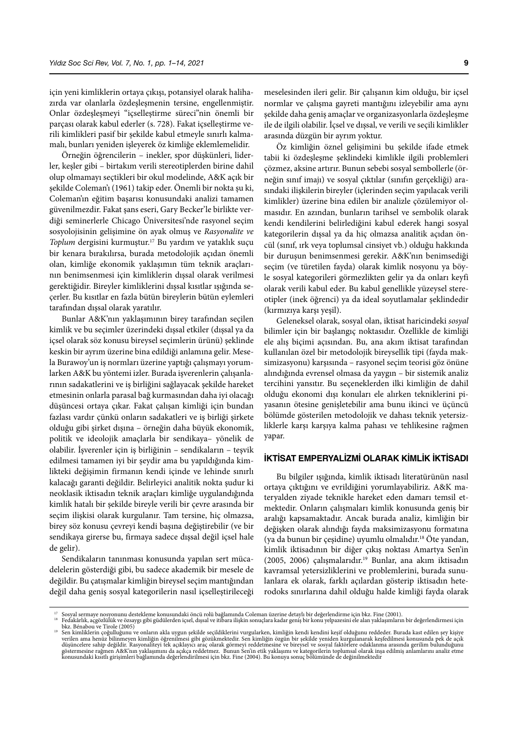için yeni kimliklerin ortaya çıkışı, potansiyel olarak halihazırda var olanlarla özdeşleşmenin tersine, engellenmiştir. Onlar özdeşleşmeyi "içselleştirme süreci"nin önemli bir parçası olarak kabul ederler (s. 728). Fakat içselleştirme verili kimlikleri pasif bir şekilde kabul etmeyle sınırlı kalmamalı, bunları yeniden işleyerek öz kimliğe eklemlemelidir.

Örneğin öğrencilerin – inekler, spor düşkünleri, liderler, keşler gibi – birtakım verili stereotiplerden birine dahil olup olmamayı seçtikleri bir okul modelinde, A&K açık bir şekilde Coleman'ı (1961) takip eder. Önemli bir nokta şu ki, Coleman'ın eğitim başarısı konusundaki analizi tamamen güvenilmezdir. Fakat şans eseri, Gary Becker'le birlikte verdiği seminerlerle Chicago Üniversitesi'nde rasyonel seçim sosyolojisinin gelişimine ön ayak olmuş ve *Rasyonalite ve Toplum* dergisini kurmuştur.[17] Bu yardım ve yataklık suçu bir kenara bırakılırsa, burada metodolojik açıdan önemli olan, kimliğe ekonomik yaklaşımın tüm teknik araçlarının benimsenmesi için kimliklerin dışsal olarak verilmesi gerektiğidir. Bireyler kimliklerini dışsal kısıtlar ışığında seçerler. Bu kısıtlar en fazla bütün bireylerin bütün eylemleri tarafından dışsal olarak yaratılır.

Bunlar A&K'nın yaklaşımının birey tarafından seçilen kimlik ve bu seçimler üzerindeki dışsal etkiler (dışsal ya da içsel olarak söz konusu bireysel seçimlerin ürünü) şeklinde keskin bir ayrım üzerine bina edildiği anlamına gelir. Mesela Burawoy'un iş normları üzerine yaptığı çalışmayı yorumlarken A&K bu yöntemi izler. Burada işverenlerin çalışanlarının sadakatlerini ve iş birliğini sağlayacak şekilde hareket etmesinin onlarla parasal bağ kurmasından daha iyi olacağı düşüncesi ortaya çıkar. Fakat çalışan kimliği için bundan fazlası vardır çünkü onların sadakatleri ve iş birliği şirkete olduğu gibi şirket dışına – örneğin daha büyük ekonomik, politik ve ideolojik amaçlarla bir sendikaya– yönelik de olabilir. İşverenler için iş birliğinin – sendikaların – teşvik edilmesi tamamen iyi bir şeydir ama bu yapıldığında kimlikteki değişimin firmanın kendi içinde ve lehinde sınırlı kalacağı garanti değildir. Belirleyici analitik nokta şudur ki neoklasik iktisadın teknik araçları kimliğe uygulandığında kimlik hatalı bir şekilde bireyle verili bir çevre arasında bir seçim ilişkisi olarak kurgulanır. Tam tersine, hiç olmazsa, birey söz konusu çevreyi kendi başına değiştirebilir (ve bir sendikaya girerse bu, firmaya sadece dışsal değil içsel hale de gelir).

Sendikaların tanınması konusunda yapılan sert mücadelelerin gösterdiği gibi, bu sadece akademik bir mesele de değildir. Bu çatışmalar kimliğin bireysel seçim mantığından değil daha geniş sosyal kategorilerin nasıl içselleştirileceği meselesinden ileri gelir. Bir çalışanın kim olduğu, bir içsel normlar ve çalışma gayreti mantığını izleyebilir ama aynı şekilde daha geniş amaçlar ve organizasyonlarla özdeşleşme ile de ilgili olabilir. İçsel ve dışsal, ve verili ve seçili kimlikler arasında düzgün bir ayrım yoktur.

Öz kimliğin öznel gelişimini bu şekilde ifade etmek tabii ki özdeşleşme şeklindeki kimlikle ilgili problemleri çözmez, aksine artırır. Bunun sebebi sosyal sembollerle (örneğin sınıf imajı) ve sosyal çıktılar (sınıfın gerçekliği) arasındaki ilişkilerin bireyler (içlerinden seçim yapılacak verili kimlikler) üzerine bina edilen bir analizle çözülemiyor olmasıdır. En azından, bunların tarihsel ve sembolik olarak kendi kendilerini belirlediğini kabul ederek hangi sosyal kategorilerin dışsal ya da hiç olmazsa analitik açıdan öncül (sınıf, ırk veya toplumsal cinsiyet vb.) olduğu hakkında bir duruşun benimsenmesi gerekir. A&K'nın benimsediği seçim (ve türetilen fayda) olarak kimlik nosyonu ya böyle sosyal kategorileri görmezlikten gelir ya da onları keyfi olarak verili kabul eder. Bu kabul genellikle yüzeysel stereotipler (inek öğrenci) ya da ideal soyutlamalar şeklindedir (kırmızıya karşı yeşil).

Geleneksel olarak, sosyal olan, iktisat haricindeki *sosyal* bilimler için bir başlangıç noktasıdır. Özellikle de kimliği ele alış biçimi açısından. Bu, ana akım iktisat tarafından kullanılan özel bir metodolojik bireysellik tipi (fayda maksimizasyonu) karşısında – rasyonel seçim teorisi göz önüne alındığında evrensel olmasa da yaygın – bir sistemik analiz tercihini yansıtır. Bu seçeneklerden ilki kimliğin de dahil olduğu ekonomi dışı konuları ele alırken tekniklerini piyasanın ötesine genişletebilir ama bunu ikinci ve üçüncü bölümde gösterilen metodolojik ve dahası teknik yetersizliklerle karşı karşıya kalma pahası ve tehlikesine rağmen yapar.

## İKTİSAT EMPERYALİZMİ OLARAK KİMLİK İKTİSADI

Bu bilgiler ışığında, kimlik iktisadı literatürünün nasıl ortaya çıktığını ve evrildiğini yorumlayabiliriz. A&K materyalden ziyade teknikle hareket eden damarı temsil etmektedir. Onların çalışmaları kimlik konusunda geniş bir aralığı kapsamaktadır. Ancak burada analiz, kimliğin bir değişken olarak alındığı fayda maksimizasyonu formatına (ya da bunun bir çeşidine) uyumlu olmalıdır.[18] Öte yandan, kimlik iktisadının bir diğer çıkış noktası Amartya Sen'in (2005, 2006) çalışmalarıdır.[19] Bunlar, ana akım iktisadın kavramsal yetersizliklerini ve problemlerini, burada sunulanlara ek olarak, farklı açılardan gösterip iktisadın heterodoks sınırlarına dahil olduğu halde kimliği fayda olarak

---

[17] Sosyal sermaye nosyonunu destekleme konusundaki öncü rolü bağlamında Coleman üzerine detaylı bir değerlendirme için bkz. Fine (2001).

[18] Fedakârlık, açgözlülük ve özsaygı gibi güdülerden içsel, dışsal ve itibara ilişkin sonuçlara kadar geniş bir konu yelpazesini ele alan yaklaşımların bir değerlendirmesi için bkz. Bénabou ve Tirole (2005)

[19] Sen kimliklerin çoğulluğunu ve onların akla uygun şekilde seçildiklerini vurgularken, kimliğin kendi kendini keşif olduğunu reddeder. Burada kast edilen şey kişiye verilen ama henüz bilinmeyen kimliğin öğrenilmesi gibi gözükmektedir. Sen kimliğin özgün bir şekilde yeniden kurgulanarak keşfedilmesi konusunda pek de açık düşüncelere sahip değildir. Rasyonaliteyi tek açıklayıcı araç olarak görmeyi reddetmesine ve bireysel ve sosyal faktörlere odaklanma arasında gerilim bulunduğunu göstermesine rağmen A&K'nın yaklaşımını da açıkça reddetmez. Bunun Sen'in etik yaklaşımı ve kategorilerin toplumsal olarak inşa edilmiş anlamlarını analiz etme konusundaki kısıtlı girişimleri bağlamında değerlendirilmesi için bkz. Fine (2004). Bu konuya sonuç bölümünde de değinilmektedir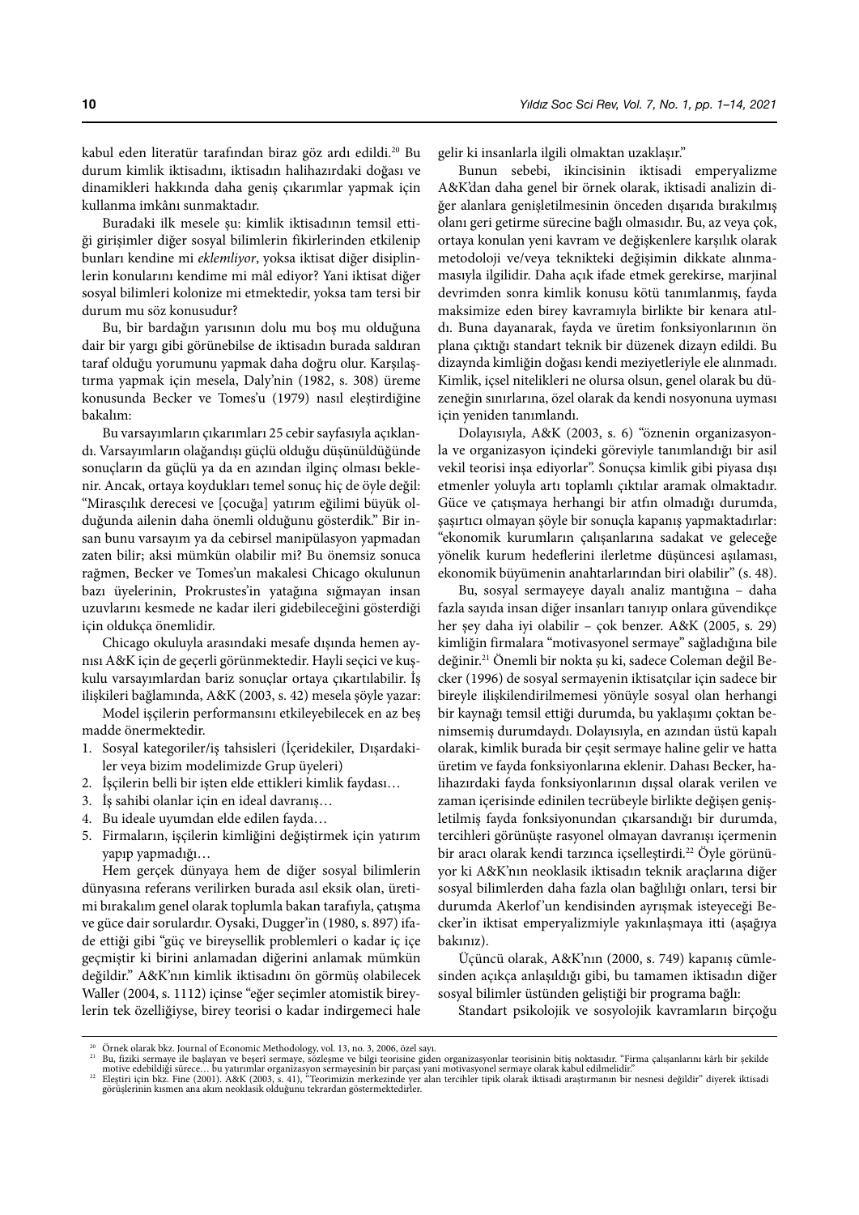kabul eden literatür tarafından biraz göz ardı edildi.[20] Bu durum kimlik iktisadını, iktisadın halihazırdaki doğası ve dinamikleri hakkında daha geniş çıkarımlar yapmak için kullanma imkânı sunmaktadır.

Buradaki ilk mesele şu: kimlik iktisadının temsil ettiği girişimler diğer sosyal bilimlerin fikirlerinden etkilenip bunları kendine mi *eklemliyor*, yoksa iktisat diğer disiplinlerin konularını kendime mi mâl ediyor? Yani iktisat diğer sosyal bilimleri kolonize mi etmektedir, yoksa tam tersi bir durum mu söz konusudur?

Bu, bir bardağın yarısının dolu mu boş mu olduğuna dair bir yargı gibi görünebilse de iktisadın burada saldıran taraf olduğu yorumunu yapmak daha doğru olur. Karşılaştırma yapmak için mesela, Daly'nin (1982, s. 308) üreme konusunda Becker ve Tomes'u (1979) nasıl eleştirdiğine bakalım:

Bu varsayımların çıkarımları 25 cebir sayfasıyla açıklandı. Varsayımların olağandışı güçlü olduğu düşünüldüğünde sonuçların da güçlü ya da en azından ilginç olması beklenir. Ancak, ortaya koydukları temel sonuç hiç de öyle değil: "Mirasçılık derecesi ve [çocuğa] yatırım eğilimi büyük olduğunda ailenin daha önemli olduğunu gösterdik." Bir insan bunu varsayım ya da cebirsel manipülasyon yapmadan zaten bilir; aksi mümkün olabilir mi? Bu önemsiz sonuca rağmen, Becker ve Tomes'un makalesi Chicago okulunun bazı üyelerinin, Prokrustes'in yatağına sığmayan insan uzuvlarını kesmede ne kadar ileri gidebileceğini gösterdiği için oldukça önemlidir.

Chicago okuluyla arasındaki mesafe dışında hemen aynısı A&K için de geçerli görünmektedir. Hayli seçici ve kuşkulu varsayımlardan bariz sonuçlar ortaya çıkartılabilir. İş ilişkileri bağlamında, A&K (2003, s. 42) mesela şöyle yazar:

Model işçilerin performansını etkileyebilecek en az beş madde önermektedir.

1. Sosyal kategoriler/iş tahsisleri (İçeridekiler, Dışardakiler veya bizim modelimizde Grup üyeleri)
2. İşçilerin belli bir işten elde ettikleri kimlik faydası…
3. İş sahibi olanlar için en ideal davranış…
4. Bu ideale uyumdan elde edilen fayda…
5. Firmaların, işçilerin kimliğini değiştirmek için yatırım yapıp yapmadığı…

Hem gerçek dünyaya hem de diğer sosyal bilimlerin dünyasına referans verilirken burada asıl eksik olan, üretimi bırakalım genel olarak toplumla bakan tarafıyla, çatışma ve güce dair sorulardır. Oysaki, Dugger'in (1980, s. 897) ifade ettiği gibi "güç ve bireysellik problemleri o kadar iç içe geçmiştir ki birini anlamadan diğerini anlamak mümkün değildir." A&K'nın kimlik iktisadını ön görmüş olabilecek Waller (2004, s. 1112) içinse "eğer seçimler atomistik bireylerin tek özelliğiyse, birey teorisi o kadar indirgemeci hale gelir ki insanlarla ilgili olmaktan uzaklaşır."

Bunun sebebi, ikincisinin iktisadi emperyalizme A&K'dan daha genel bir örnek olarak, iktisadi analizin diğer alanlara genişletilmesinin önceden dışarıda bırakılmış olanı geri getirme sürecine bağlı olmasıdır. Bu, az veya çok, ortaya konulan yeni kavram ve değişkenlere karşılık olarak metodoloji ve/veya teknikteki değişimin dikkate alınmamasıyla ilgilidir. Daha açık ifade etmek gerekirse, marjinal devrimden sonra kimlik konusu kötü tanımlanmış, fayda maksimize eden birey kavramıyla birlikte bir kenara atıldı. Buna dayanarak, fayda ve üretim fonksiyonlarının ön plana çıktığı standart teknik bir düzenek dizayn edildi. Bu dizaynda kimliğin doğası kendi meziyetleriyle ele alınmadı. Kimlik, içsel nitelikleri ne olursa olsun, genel olarak bu düzeneğin sınırlarına, özel olarak da kendi nosyonuna uyması için yeniden tanımlandı.

Dolayısıyla, A&K (2003, s. 6) "öznenin organizasyonla ve organizasyon içindeki göreviyle tanımlandığı bir asil vekil teorisi inşa ediyorlar". Sonuçsa kimlik gibi piyasa dışı etmenler yoluyla artı toplamlı çıktılar aramak olmaktadır. Güce ve çatışmaya herhangi bir atfın olmadığı durumda, şaşırtıcı olmayan şöyle bir sonuçla kapanış yapmaktadırlar: "ekonomik kurumların çalışanlarına sadakat ve geleceğe yönelik kurum hedeflerini ilerletme düşüncesi aşılaması, ekonomik büyümenin anahtarlarından biri olabilir" (s. 48).

Bu, sosyal sermayeye dayalı analiz mantığına – daha fazla sayıda insan diğer insanları tanıyıp onlara güvendikçe her şey daha iyi olabilir – çok benzer. A&K (2005, s. 29) kimliğin firmalara "motivasyonel sermaye" sağladığına bile değinir.[21] Önemli bir nokta şu ki, sadece Coleman değil Becker (1996) de sosyal sermayenin iktisatçılar için sadece bir bireyle ilişkilendirilmemesi yönüyle sosyal olan herhangi bir kaynağı temsil ettiği durumda, bu yaklaşımı çoktan benimsemiş durumdaydı. Dolayısıyla, en azından üstü kapalı olarak, kimlik burada bir çeşit sermaye haline gelir ve hatta üretim ve fayda fonksiyonlarına eklenir. Dahası Becker, halihazırdaki fayda fonksiyonlarının dışsal olarak verilen ve zaman içerisinde edinilen tecrübeyle birlikte değişen genişletilmiş fayda fonksiyonundan çıkarsandığı bir durumda, tercihleri görünüşte rasyonel olmayan davranışı içermenin bir aracı olarak kendi tarzınca içselleştirdi.[22] Öyle görünüyor ki A&K'nın neoklasik iktisadın teknik araçlarına diğer sosyal bilimlerden daha fazla olan bağlılığı onları, tersi bir durumda Akerlof'un kendisinden ayrışmak isteyeceği Becker'in iktisat emperyalizmiyle yakınlaşmaya itti (aşağıya bakınız).

Üçüncü olarak, A&K'nın (2000, s. 749) kapanış cümlesinden açıkça anlaşıldığı gibi, bu tamamen iktisadın diğer sosyal bilimler üstünden geliştiği bir programa bağlı:

Standart psikolojik ve sosyolojik kavramların birçoğu

---

[20] Örnek olarak bkz. Journal of Economic Methodology, vol. 13, no. 3, 2006, özel sayı.

[21] Bu, fiziki sermaye ile başlayan ve beşerî sermaye, sözleşme ve bilgi teorisine giden organizasyonlar teorisinin bitiş noktasıdır. "Firma çalışanlarını kârlı bir şekilde motive edebildiği süreç… bu yatırımlar organizasyon sermayesinin bir parçası yani motivasyonel sermaye olarak kabul edilmelidir."

[22] Eleştiri için bkz. Fine (2001). A&K (2003, s. 41), "Teorimizin merkezinde yer alan tercihler tipik olarak iktisadi araştırmanın bir nesnesi değildir" diyerek iktisadi görüşlerinin kısmen ana akım neoklasik olduğunu tekrardan göstermektedirler.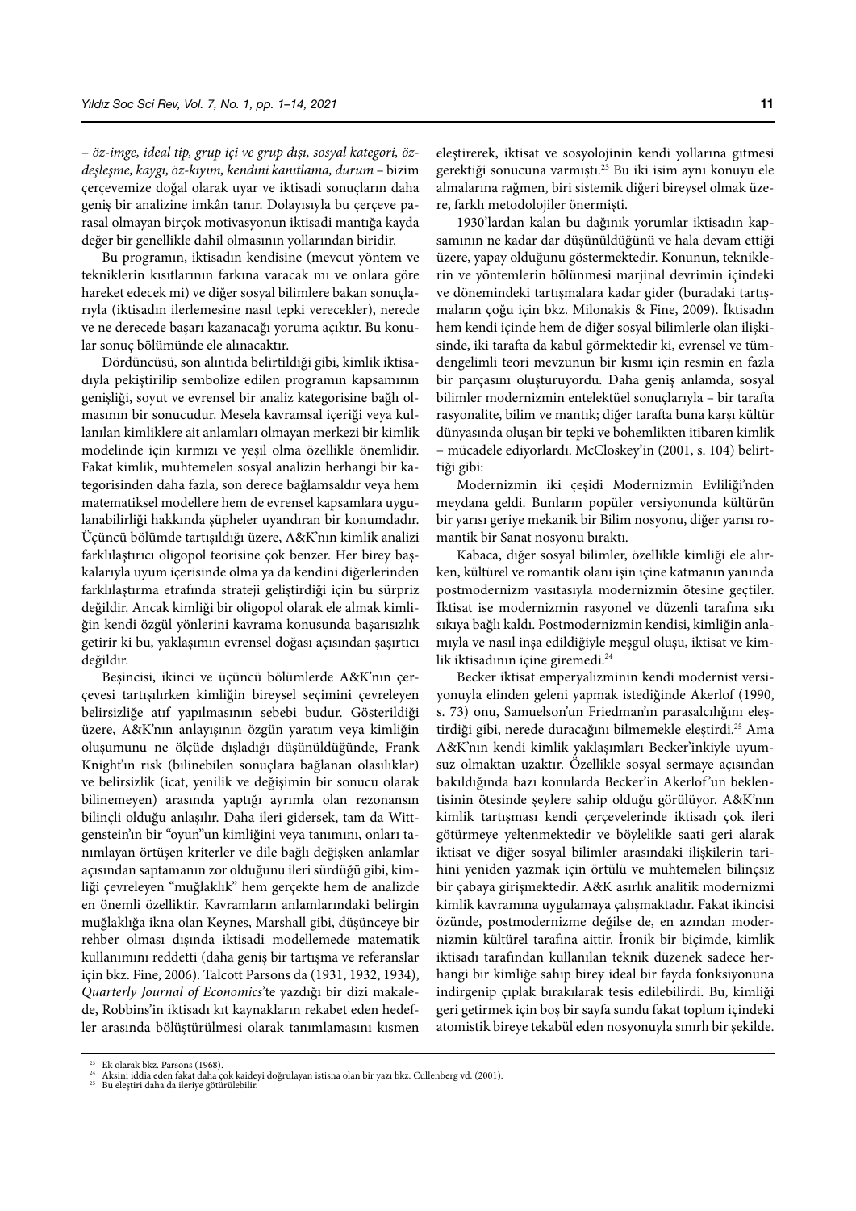– *öz-imge, ideal tip, grup içi ve grup dışı, sosyal kategori, özdeşleşme, kaygı, öz-kıyım, kendini kanıtlama, durum* – bizim çerçevemize doğal olarak uyar ve iktisadi sonuçların daha geniş bir analizine imkân tanır. Dolayısıyla bu çerçeve parasal olmayan birçok motivasyonun iktisadi mantığa kayda değer bir genellikle dahil olmasının yollarından biridir.

Bu programın, iktisadın kendisine (mevcut yöntem ve tekniklerin kısıtlarının farkına varacak mı ve onlara göre hareket edecek mi) ve diğer sosyal bilimlere bakan sonuçlarıyla (iktisadın ilerlemesine nasıl tepki verecekler), nerede ve ne derecede başarı kazanacağı yoruma açıktır. Bu konular sonuç bölümünde ele alınacaktır.

Dördüncüsü, son alıntıda belirtildiği gibi, kimlik iktisadıyla pekiştirilip sembolize edilen programın kapsamının genişliği, soyut ve evrensel bir analiz kategorisine bağlı olmasının bir sonucudur. Mesela kavramsal içeriği veya kullanılan kimliklere ait anlamları olmayan merkezi bir kimlik modelinde için kırmızı ve yeşil olma özellikle önemlidir. Fakat kimlik, muhtemelen sosyal analizin herhangi bir kategorisinden daha fazla, son derece bağlamsaldır veya hem matematiksel modellere hem de evrensel kapsamlara uygulanabilirliği hakkında şüpheler uyandıran bir konumdadır. Üçüncü bölümde tartışıldığı üzere, A&K'nın kimlik analizi farklılaştırıcı oligopol teorisine çok benzer. Her birey başkalarıyla uyum içerisinde olma ya da kendini diğerlerinden farklılaştırma etrafında strateji geliştirdiği için bu sürpriz değildir. Ancak kimliği bir oligopol olarak ele almak kimliğin kendi özgül yönlerini kavrama konusunda başarısızlık getirir ki bu, yaklaşımın evrensel doğası açısından şaşırtıcı değildir.

Beşincisi, ikinci ve üçüncü bölümlerde A&K'nın çerçevesi tartışılırken kimliğin bireysel seçimini çevreleyen belirsizliğe atıf yapılmasının sebebi budur. Gösterildiği üzere, A&K'nın anlayışının özgün yaratım veya kimliğin oluşumunu ne ölçüde dışladığı düşünüldüğünde, Frank Knight'ın risk (bilinebilen sonuçlara bağlanan olasılıklar) ve belirsizlik (icat, yenilik ve değişimin bir sonucu olarak bilinemeyen) arasında yaptığı ayrımla olan rezonansın bilinçli olduğu anlaşılır. Daha ileri gidersek, tam da Wittgenstein'ın bir "oyun"un kimliğini veya tanımını, onları tanımlayan örtüşen kriterler ve dile bağlı değişken anlamlar açısından saptamanın zor olduğunu ileri sürdüğü gibi, kimliği çevreleyen "muğlaklık" hem gerçekte hem de analizde en önemli özelliktir. Kavramların anlamlarındaki belirgin muğlaklığa ikna olan Keynes, Marshall gibi, düşünceye bir rehber olması dışında iktisadi modellemede matematik kullanımını reddetti (daha geniş bir tartışma ve referanslar için bkz. Fine, 2006). Talcott Parsons da (1931, 1932, 1934), *Quarterly Journal of Economics*'te yazdığı bir dizi makalede, Robbins'in iktisadı kıt kaynakların rekabet eden hedefler arasında bölüştürülmesi olarak tanımlamasını kısmen eleştirerek, iktisat ve sosyolojinin kendi yollarına gitmesi gerektiği sonucuna varmıştı.[23] Bu iki isim aynı konuyu ele almalarına rağmen, biri sistemik diğeri bireysel olmak üzere, farklı metodolojiler önermişti.

1930'lardan kalan bu dağınık yorumlar iktisadın kapsamının ne kadar dar düşünüldüğünü ve hala devam ettiği üzere, yapay olduğunu göstermektedir. Konunun, tekniklerin ve yöntemlerin bölünmesi marjinal devrimin içindeki ve dönemindeki tartışmalara kadar gider (buradaki tartışmaların çoğu için bkz. Milonakis & Fine, 2009). İktisadın hem kendi içinde hem de diğer sosyal bilimlerle olan ilişkisinde, iki tarafta da kabul görmektedir ki, evrensel ve tümdengelimli teori mevzunun bir kısmı için resmin en fazla bir parçasını oluşturuyordu. Daha geniş anlamda, sosyal bilimler modernizmin entelektüel sonuçlarıyla – bir tarafta rasyonalite, bilim ve mantık; diğer tarafta buna karşı kültür dünyasında oluşan bir tepki ve bohemlikten itibaren kimlik – mücadele ediyorlardı. McCloskey'in (2001, s. 104) belirttiği gibi:

> Modernizmin iki çeşidi Modernizmin Evliliği'nden meydana geldi. Bunların popüler versiyonunda kültürün bir yarısı geriye mekanik bir Bilim nosyonu, diğer yarısı romantik bir Sanat nosyonu bıraktı.

Kabaca, diğer sosyal bilimler, özellikle kimliği ele alırken, kültürel ve romantik olanı işin içine katmanın yanında postmodernizm vasıtasıyla modernizmin ötesine geçtiler. İktisat ise modernizmin rasyonel ve düzenli tarafına sıkı sıkıya bağlı kaldı. Postmodernizmin kendisi, kimliğin anlamıyla ve nasıl inşa edildiğiyle meşgul oluşu, iktisat ve kimlik iktisadının içine giremedi.[24]

Becker iktisat emperyalizminin kendi modernist versiyonuyla elinden geleni yapmak istediğinde Akerlof (1990, s. 73) onu, Samuelson'un Friedman'ın parasalcılığını eleştirdiği gibi, nerede duracağını bilmemekle eleştirdi.[25] Ama A&K'nın kendi kimlik yaklaşımları Becker'inkiyle uyumsuz olmaktan uzaktır. Özellikle sosyal sermaye açısından bakıldığında bazı konularda Becker'in Akerlof'un beklentisinin ötesinde şeylere sahip olduğu görülüyor. A&K'nın kimlik tartışması kendi çerçevelerinde iktisadı çok ileri götürmeye yeltenmektedir ve böylelikle saati geri alarak iktisat ve diğer sosyal bilimler arasındaki ilişkilerin tarihini yeniden yazmak için örtülü ve muhtemelen bilinçsiz bir çabaya girişmektedir. A&K asırlık analitik modernizmi kimlik kavramına uygulamaya çalışmaktadır. Fakat ikincisi özünde, postmodernizme değilse de, en azından modernizmin kültürel tarafına aittir. İronik bir biçimde, kimlik iktisadı tarafından kullanılan teknik düzenek sadece herhangi bir kimliğe sahip birey ideal bir fayda fonksiyonuna indirgenip çıplak bırakılarak tesis edilebilirdi. Bu, kimliği geri getirmek için boş bir sayfa sundu fakat toplum içindeki atomistik bireye tekabül eden nosyonuyla sınırlı bir şekilde.

---

[23] Ek olarak bkz. Parsons (1968).

[24] Aksini iddia eden fakat daha çok kaideyi doğrulayan istisna olan bir yazı bkz. Cullenberg vd. (2001).

[25] Bu eleştiri daha da ileriye götürülebilir.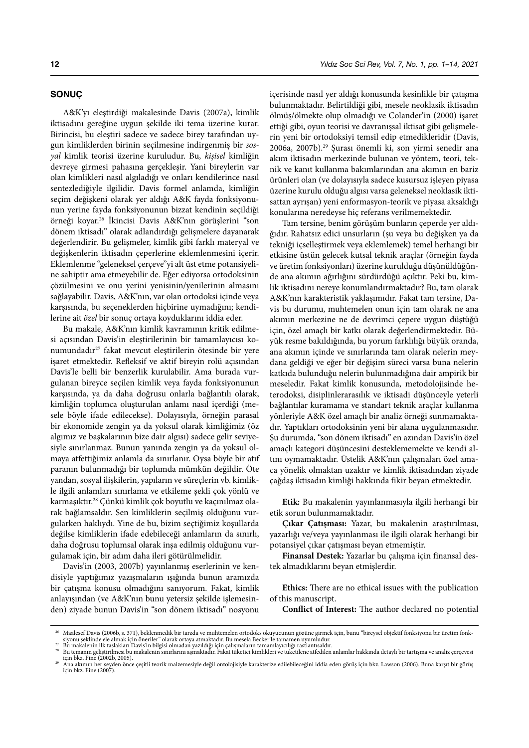## SONUÇ

A&K'yı eleştirdiği makalesinde Davis (2007a), kimlik iktisadını gereğine uygun şekilde iki tema üzerine kurar. Birincisi, bu eleştiri sadece ve sadece birey tarafından uygun kimliklerden birinin seçilmesine indirgenmiş bir *sosyal* kimlik teorisi üzerine kuruludur. Bu, *kişisel* kimliğin devreye girmesi pahasına gerçekleşir. Yani bireylerin var olan kimlikleri nasıl algıladığı ve onları kendilerince nasıl sentezlediğiyle ilgilidir. Davis formel anlamda, kimliğin seçim değişkeni olarak yer aldığı A&K fayda fonksiyonunun yerine fayda fonksiyonunun bizzat kendinin seçildiği örneği koyar.[26] İkincisi Davis A&K'nın görüşlerini "son dönem iktisadı" olarak adlandırdığı gelişmelere dayanarak değerlendirir. Bu gelişmeler, kimlik gibi farklı materyal ve değişkenlerin iktisadın çeperlerine eklemlenmesini içerir. Eklemlenme "geleneksel çerçeve"yi alt üst etme potansiyeline sahiptir ama etmeyebilir de. Eğer ediyorsa ortodoksinin çözülmesini ve onu yerini yenisinin/yenilerinin almasını sağlayabilir. Davis, A&K'nın, var olan ortodoksi içinde veya karşısında, bu seçeneklerden hiçbirine uymadığını; kendilerine ait *özel* bir sonuç ortaya koyduklarını iddia eder.

Bu makale, A&K'nın kimlik kavramının kritik edilmesi açısından Davis'in eleştirilerinin bir tamamlayıcısı konumundadır[27] fakat mevcut eleştirilerin ötesinde bir yere işaret etmektedir. Refleksif ve aktif bireyin rolü açısından Davis'le belli bir benzerlik kurulabilir. Ama burada vurgulanan bireyce seçilen kimlik veya fayda fonksiyonunun karşısında, ya da daha doğrusu onlarla bağlantılı olarak, kimliğin toplumca oluşturulan anlamı nasıl içerdiği (mesele böyle ifade edilecekse). Dolayısıyla, örneğin parasal bir ekonomide zengin ya da yoksul olarak kimliğimiz (öz algımız ve başkalarının bize dair algısı) sadece gelir seviyesiyle sınırlanmaz. Bunun yanında zengin ya da yoksul olmaya atfettiğimiz anlamla da sınırlanır. Oysa böyle bir atıf paranın bulunmadığı bir toplumda mümkün değildir. Öte yandan, sosyal ilişkilerin, yapıların ve süreçlerin vb. kimlikle ilgili anlamları sınırlama ve etkileme şekli çok yönlü ve karmaşıktır.[28] Çünkü kimlik çok boyutlu ve kaçınılmaz olarak bağlamsaldır. Sen kimliklerin seçilmiş olduğunu vurgularken haklıydı. Yine de bu, bizim seçtiğimiz koşullarda değilse kimliklerin ifade edebileceği anlamların da sınırlı, daha doğrusu toplumsal olarak inşa edilmiş olduğunu vurgulamak için, bir adım daha ileri götürülmelidir.

Davis'in (2003, 2007b) yayınlanmış eserlerinin ve kendisiyle yaptığımız yazışmaların ışığında bunun aramızda bir çatışma konusu olmadığını sanıyorum. Fakat, kimlik anlayışından (ve A&K'nın bunu yetersiz şekilde işlemesinden) ziyade bunun Davis'in "son dönem iktisadı" nosyonu içerisinde nasıl yer aldığı konusunda kesinlikle bir çatışma bulunmaktadır. Belirtildiği gibi, mesele neoklasik iktisadın ölmüş/ölmekte olup olmadığı ve Colander'in (2000) işaret ettiği gibi, oyun teorisi ve davranışsal iktisat gibi gelişmelerin yeni bir ortodoksiyi temsil edip etmedikleridir (Davis, 2006a, 2007b).[29] Şurası önemli ki, son yirmi senedir ana akım iktisadın merkezinde bulunan ve yöntem, teori, teknik ve kanıt kullanma bakımlarından ana akımın en bariz ürünleri olan (ve dolayısıyla sadece kusursuz işleyen piyasa üzerine kurulu olduğu algısı varsa geleneksel neoklasik iktisattan ayrışan) yeni enformasyon-teorik ve piyasa aksaklığı konularına neredeyse hiç referans verilmemektedir.

Tam tersine, benim görüşüm bunların çeperde yer aldığıdır. Rahatsız edici unsurların (şu veya bu değişken ya da tekniği içselleştirmek veya eklemlemek) temel herhangi bir etkisine üstün gelecek kutsal teknik araçlar (örneğin fayda ve üretim fonksiyonları) üzerine kurulduğu düşünüldüğünde ana akımın ağırlığını sürdürdüğü açıktır. Peki bu, kimlik iktisadını nereye konumlandırmaktadır? Bu, tam olarak A&K'nın karakteristik yaklaşımıdır. Fakat tam tersine, Davis bu durumu, muhtemelen onun için tam olarak ne ana akımın merkezine ne de devrimci çepere uygun düştüğü için, özel amaçlı bir katkı olarak değerlendirmektedir. Büyük resme bakıldığında, bu yorum farklılığı büyük oranda, ana akımın içinde ve sınırlarında tam olarak nelerin meydana geldiği ve eğer bir değişim süreci varsa buna nelerin katkıda bulunduğu nelerin bulunmadığına dair ampirik bir meseledir. Fakat kimlik konusunda, metodolojisinde heterodoksi, disiplinlerarasılık ve iktisadi düşünceyle yeterli bağlantılar kuramama ve standart teknik araçlar kullanma yönleriyle A&K özel amaçlı bir analiz örneği sunmamaktadır. Yaptıkları ortodoksinin yeni bir alana uygulanmasıdır. Şu durumda, "son dönem iktisadı" en azından Davis'in özel amaçlı kategori düşüncesini desteklememekte ve kendi altını oymaktadır. Üstelik A&K'nın çalışmaları özel amaca yönelik olmaktan uzaktır ve kimlik iktisadından ziyade çağdaş iktisadın kimliği hakkında fikir beyan etmektedir.

**Etik:** Bu makalenin yayınlanmasıyla ilgili herhangi bir etik sorun bulunmamaktadır.

**Çıkar Çatışması:** Yazar, bu makalenin araştırılması, yazarlığı ve/veya yayınlanması ile ilgili olarak herhangi bir potansiyel çıkar çatışması beyan etmemiştir.

**Finansal Destek:** Yazarlar bu çalışma için finansal destek almadıklarını beyan etmişlerdir.

**Ethics:** There are no ethical issues with the publication of this manuscript.

**Conflict of Interest:** The author declared no potential

---

[26] Maalesef Davis (2006b, s. 371), beklenmedik bir tarzda ve muhtemelen ortodoks okuyucunun gözüne girmek için, bunu "bireysel objektif fonksiyonu bir üretim fonksiyonu şeklinde ele almak için öneriler" olarak ortaya atmaktadır. Bu mesela Becker'le tamamen uyumludur.

[27] Bu makalenin ilk taslakları Davis'in bilgisi olmadan yazıldığı için çalışmaların tamamlayıcılığı rastlantısaldır.

[28] Bu temanın geliştirilmesi bu makalenin sınırlarını aşmaktadır. Fakat tüketici kimlikleri ve tüketilene atfedilen anlamlar hakkında detaylı bir tartışma ve analiz çerçevesi için bkz. Fine (2002b, 2005).

[29] Ana akımın her şeyden önce çeşitli teorik malzemesiyle değil ontolojisiyle karakterize edilebileceğini iddia eden görüş için bkz. Lawson (2006). Buna karşıt bir görüş için bkz. Fine (2007).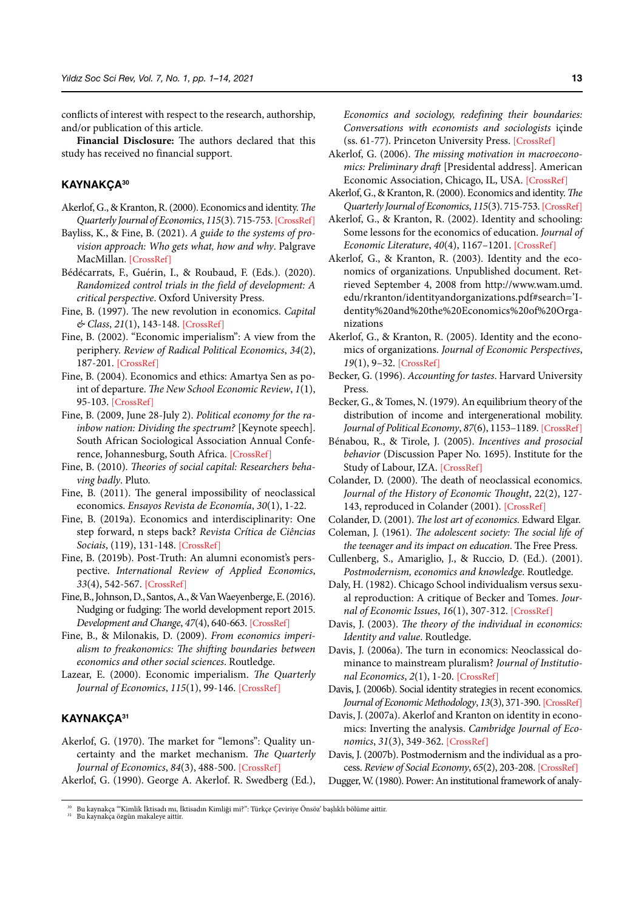conflicts of interest with respect to the research, authorship, and/or publication of this article.

**Financial Disclosure:** The authors declared that this study has received no financial support.

## KAYNAKÇA[30]

Akerlof, G., & Kranton, R. (2000). Economics and identity. *The Quarterly Journal of Economics*, *115*(3). 715-753. [CrossRef]

Bayliss, K., & Fine, B. (2021). *A guide to the systems of provision approach: Who gets what, how and why*. Palgrave MacMillan. [CrossRef]

Bédécarrats, F., Guérin, I., & Roubaud, F. (Eds.). (2020). *Randomized control trials in the field of development: A critical perspective*. Oxford University Press.

Fine, B. (1997). The new revolution in economics. *Capital & Class*, *21*(1), 143-148. [CrossRef]

Fine, B. (2002). "Economic imperialism": A view from the periphery. *Review of Radical Political Economics*, *34*(2), 187-201. [CrossRef]

Fine, B. (2004). Economics and ethics: Amartya Sen as point of departure. *The New School Economic Review*, *1*(1), 95-103. [CrossRef]

Fine, B. (2009, June 28-July 2). *Political economy for the rainbow nation: Dividing the spectrum?* [Keynote speech]. South African Sociological Association Annual Conference, Johannesburg, South Africa. [CrossRef]

Fine, B. (2010). *Theories of social capital: Researchers behaving badly*. Pluto.

Fine, B. (2011). The general impossibility of neoclassical economics. *Ensayos Revista de Economía*, *30*(1), 1-22.

Fine, B. (2019a). Economics and interdisciplinarity: One step forward, n steps back? *Revista Crítica de Ciências Sociais*, (119), 131-148. [CrossRef]

Fine, B. (2019b). Post-Truth: An alumni economist's perspective. *International Review of Applied Economics*, *33*(4), 542-567. [CrossRef]

Fine, B., Johnson, D., Santos, A., & Van Waeyenberge, E. (2016). Nudging or fudging: The world development report 2015. *Development and Change*, *47*(4), 640-663. [CrossRef]

Fine, B., & Milonakis, D. (2009). *From economics imperialism to freakonomics: The shifting boundaries between economics and other social sciences*. Routledge.

Lazear, E. (2000). Economic imperialism. *The Quarterly Journal of Economics*, *115*(1), 99-146. [CrossRef]

## KAYNAKÇA[31]

Akerlof, G. (1970). The market for "lemons": Quality uncertainty and the market mechanism. *The Quarterly Journal of Economics*, *84*(3), 488-500. [CrossRef]

Akerlof, G. (1990). George A. Akerlof. R. Swedberg (Ed.), *Economics and sociology, redefining their boundaries: Conversations with economists and sociologists* içinde (ss. 61-77). Princeton University Press. [CrossRef]

Akerlof, G. (2006). *The missing motivation in macroeconomics: Preliminary draft* [Presidental address]. American Economic Association, Chicago, IL, USA. [CrossRef]

Akerlof, G., & Kranton, R. (2000). Economics and identity. *The Quarterly Journal of Economics*, *115*(3). 715-753. [CrossRef]

Akerlof, G., & Kranton, R. (2002). Identity and schooling: Some lessons for the economics of education. *Journal of Economic Literature*, *40*(4), 1167–1201. [CrossRef]

Akerlof, G., & Kranton, R. (2003). Identity and the economics of organizations. Unpublished document. Retrieved September 4, 2008 from http://www.wam.umd.edu/rkranton/identityandorganizations.pdf#search='Identity%20and%20the%20Economics%20of%20Organizations

Akerlof, G., & Kranton, R. (2005). Identity and the economics of organizations. *Journal of Economic Perspectives*, *19*(1), 9–32. [CrossRef]

Becker, G. (1996). *Accounting for tastes*. Harvard University Press.

Becker, G., & Tomes, N. (1979). An equilibrium theory of the distribution of income and intergenerational mobility. *Journal of Political Economy*, *87*(6), 1153–1189. [CrossRef]

Bénabou, R., & Tirole, J. (2005). *Incentives and prosocial behavior* (Discussion Paper No. 1695). Institute for the Study of Labour, IZA. [CrossRef]

Colander, D. (2000). The death of neoclassical economics. *Journal of the History of Economic Thought*, 22(2), 127-143, reproduced in Colander (2001). [CrossRef]

Colander, D. (2001). *The lost art of economics*. Edward Elgar.

Coleman, J. (1961). *The adolescent society: The social life of the teenager and its impact on education*. The Free Press.

Cullenberg, S., Amariglio, J., & Ruccio, D. (Ed.). (2001). *Postmodernism, economics and knowledge*. Routledge.

Daly, H. (1982). Chicago School individualism versus sexual reproduction: A critique of Becker and Tomes. *Journal of Economic Issues*, *16*(1), 307-312. [CrossRef]

Davis, J. (2003). *The theory of the individual in economics: Identity and value*. Routledge.

Davis, J. (2006a). The turn in economics: Neoclassical dominance to mainstream pluralism? *Journal of Institutional Economics*, *2*(1), 1-20. [CrossRef]

Davis, J. (2006b). Social identity strategies in recent economics. *Journal of Economic Methodology*, *13*(3), 371-390. [CrossRef]

Davis, J. (2007a). Akerlof and Kranton on identity in economics: Inverting the analysis. *Cambridge Journal of Economics*, *31*(3), 349-362. [CrossRef]

Davis, J. (2007b). Postmodernism and the individual as a process. *Review of Social Economy*, *65*(2), 203-208. [CrossRef]

Dugger, W. (1980). Power: An institutional framework of analy-

---

[30] Bu kaynakça '"Kimlik İktisadı mı, İktisadın Kimliği mi?": Türkçe Çeviriye Önsöz' başlıklı bölüme aittir.

[31] Bu kaynakça özgün makaleye aittir.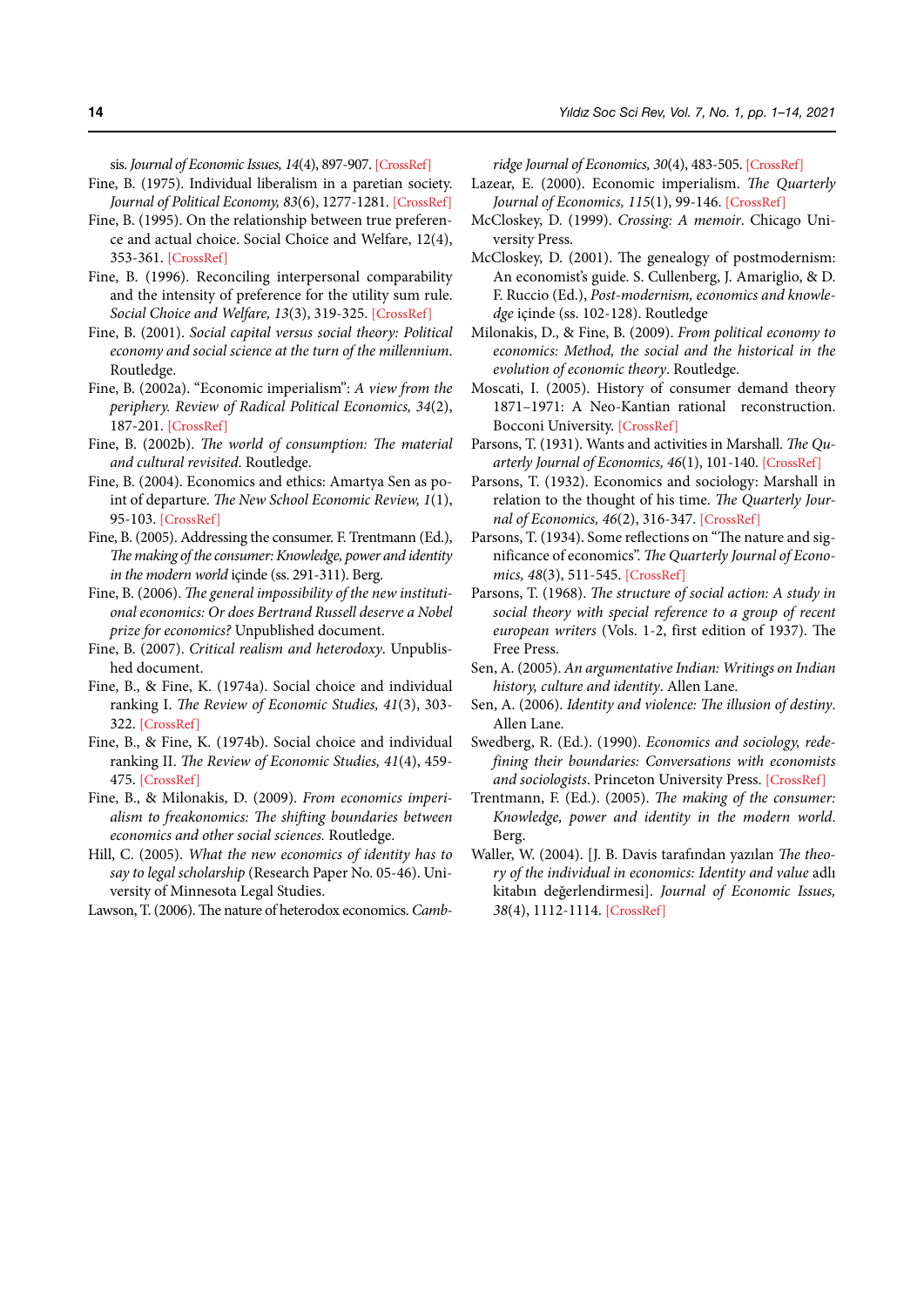sis. *Journal of Economic Issues, 14*(4), 897-907. [CrossRef]

Fine, B. (1975). Individual liberalism in a paretian society. *Journal of Political Economy, 83*(6), 1277-1281. [CrossRef]

Fine, B. (1995). On the relationship between true preference and actual choice. Social Choice and Welfare, 12(4), 353-361. [CrossRef]

Fine, B. (1996). Reconciling interpersonal comparability and the intensity of preference for the utility sum rule. *Social Choice and Welfare, 13*(3), 319-325. [CrossRef]

Fine, B. (2001). *Social capital versus social theory: Political economy and social science at the turn of the millennium*. Routledge.

Fine, B. (2002a). "Economic imperialism": *A view from the periphery. Review of Radical Political Economics, 34*(2), 187-201. [CrossRef]

Fine, B. (2002b). *The world of consumption: The material and cultural revisited*. Routledge.

Fine, B. (2004). Economics and ethics: Amartya Sen as point of departure. *The New School Economic Review, 1*(1), 95-103. [CrossRef]

Fine, B. (2005). Addressing the consumer. F. Trentmann (Ed.), *The making of the consumer: Knowledge, power and identity in the modern world* içinde (ss. 291-311). Berg.

Fine, B. (2006). *The general impossibility of the new institutional economics: Or does Bertrand Russell deserve a Nobel prize for economics?* Unpublished document.

Fine, B. (2007). *Critical realism and heterodoxy*. Unpublished document.

Fine, B., & Fine, K. (1974a). Social choice and individual ranking I. *The Review of Economic Studies, 41*(3), 303-322. [CrossRef]

Fine, B., & Fine, K. (1974b). Social choice and individual ranking II. *The Review of Economic Studies, 41*(4), 459-475. [CrossRef]

Fine, B., & Milonakis, D. (2009). *From economics imperialism to freakonomics: The shifting boundaries between economics and other social sciences.* Routledge.

Hill, C. (2005). *What the new economics of identity has to say to legal scholarship* (Research Paper No. 05-46). University of Minnesota Legal Studies.

Lawson, T. (2006). The nature of heterodox economics. *Cambridge Journal of Economics, 30*(4), 483-505. [CrossRef]

Lazear, E. (2000). Economic imperialism. *The Quarterly Journal of Economics, 115*(1), 99-146. [CrossRef]

McCloskey, D. (1999). *Crossing: A memoir*. Chicago University Press.

McCloskey, D. (2001). The genealogy of postmodernism: An economist's guide. S. Cullenberg, J. Amariglio, & D. F. Ruccio (Ed.), *Post-modernism, economics and knowledge* içinde (ss. 102-128). Routledge

Milonakis, D., & Fine, B. (2009). *From political economy to economics: Method, the social and the historical in the evolution of economic theory*. Routledge.

Moscati, I. (2005). History of consumer demand theory 1871–1971: A Neo-Kantian rational reconstruction. Bocconi University. [CrossRef]

Parsons, T. (1931). Wants and activities in Marshall. *The Quarterly Journal of Economics, 46*(1), 101-140. [CrossRef]

Parsons, T. (1932). Economics and sociology: Marshall in relation to the thought of his time. *The Quarterly Journal of Economics, 46*(2), 316-347. [CrossRef]

Parsons, T. (1934). Some reflections on "The nature and significance of economics". *The Quarterly Journal of Economics, 48*(3), 511-545. [CrossRef]

Parsons, T. (1968). *The structure of social action: A study in social theory with special reference to a group of recent european writers* (Vols. 1-2, first edition of 1937). The Free Press.

Sen, A. (2005). *An argumentative Indian: Writings on Indian history, culture and identity*. Allen Lane.

Sen, A. (2006). *Identity and violence: The illusion of destiny*. Allen Lane.

Swedberg, R. (Ed.). (1990). *Economics and sociology, redefining their boundaries: Conversations with economists and sociologists*. Princeton University Press. [CrossRef]

Trentmann, F. (Ed.). (2005). *The making of the consumer: Knowledge, power and identity in the modern world*. Berg.

Waller, W. (2004). [J. B. Davis tarafından yazılan *The theory of the individual in economics: Identity and value* adlı kitabın değerlendirmesi]. *Journal of Economic Issues, 38*(4), 1112-1114. [CrossRef]